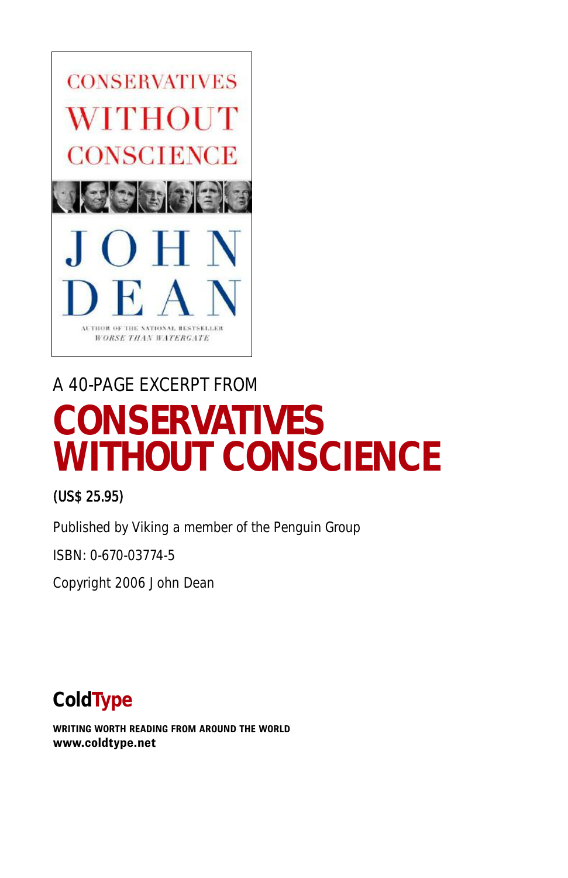A 40-PAGE EXCERPT FROM

# CONSERVATIVES WITHOUT CONSCIENCE

(US$ 25.95)

Published by Viking a member of the Penguin Group

ISBN: 0-670-03774-5

Copyright 2006 John Dean

**ColdType**

**WRITING WORTH READING FROM AROUND THE WORLD**
**www.coldtype.net**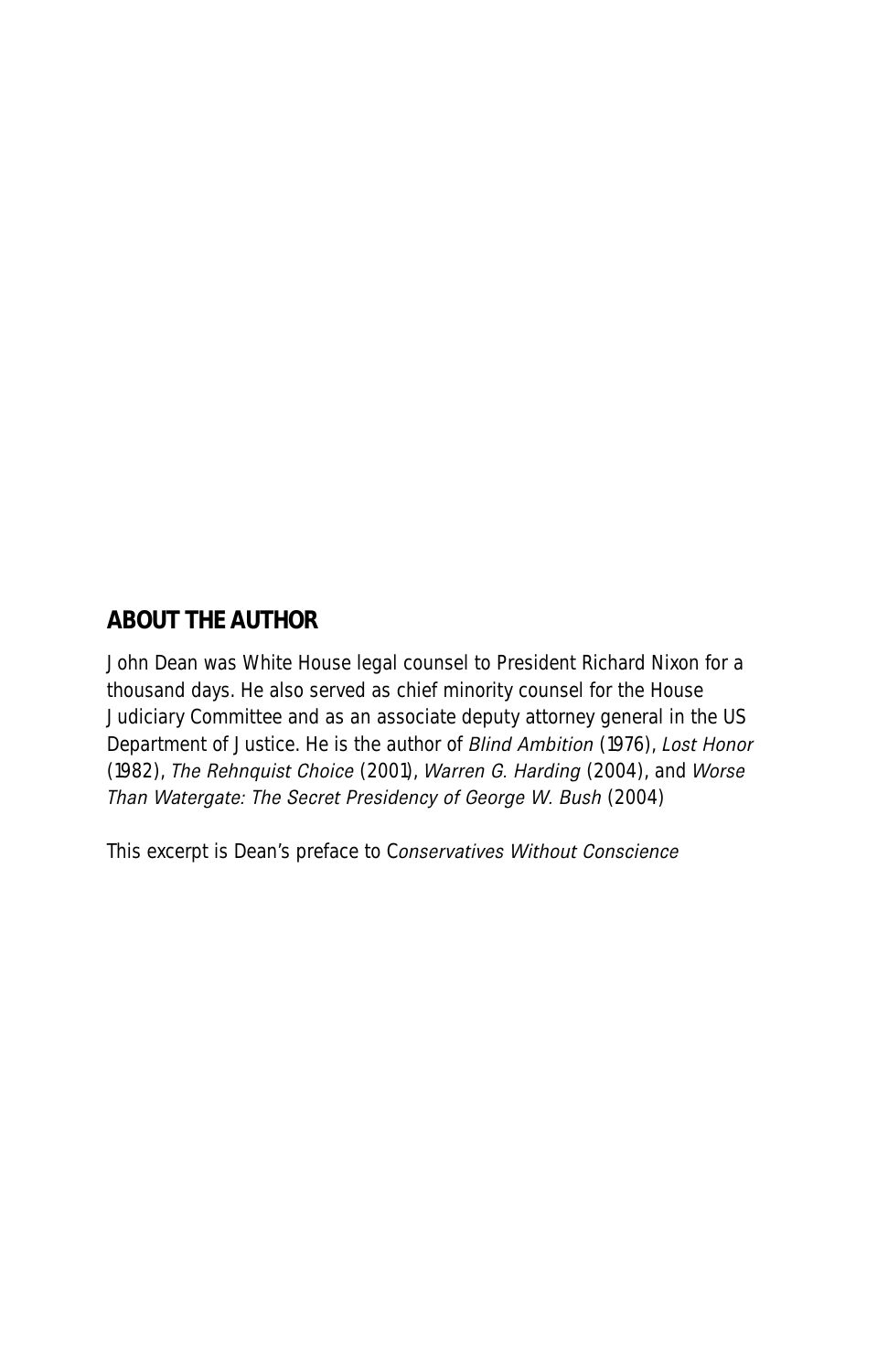## ABOUT THE AUTHOR

John Dean was White House legal counsel to President Richard Nixon for a thousand days. He also served as chief minority counsel for the House Judiciary Committee and as an associate deputy attorney general in the US Department of Justice. He is the author of *Blind Ambition* (1976), *Lost Honor* (1982), *The Rehnquist Choice* (2001), *Warren G. Harding* (2004), and *Worse Than Watergate: The Secret Presidency of George W. Bush* (2004)

This excerpt is Dean's preface to C*onservatives Without Conscience*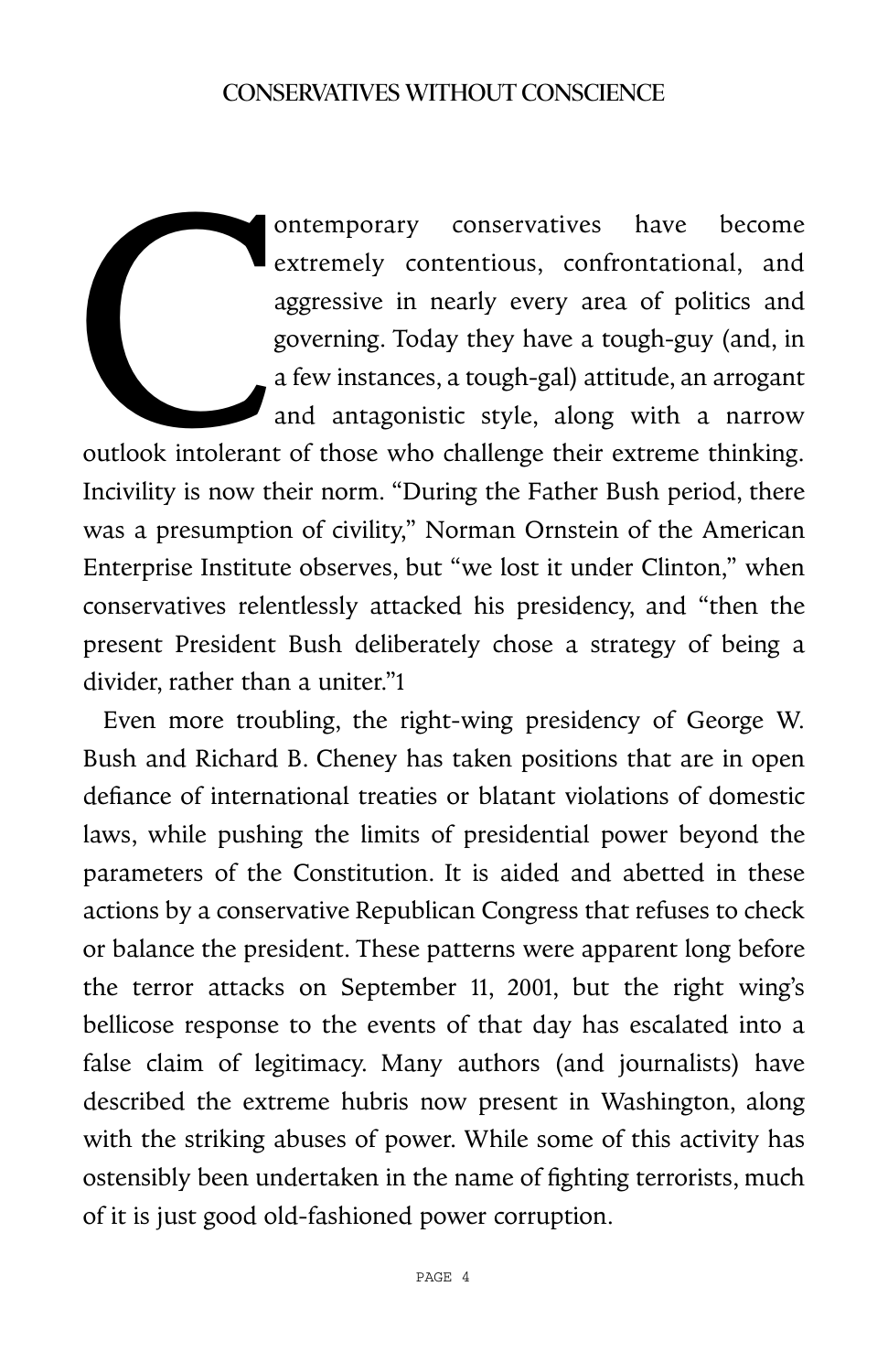Contemporary conservatives have become extremely contentious, confrontational, and aggressive in nearly every area of politics and governing. Today they have a tough-guy (and, in a few instances, a tough-gal) attitude, an arrogant and antagonistic style, along with a narrow outlook intolerant of those who challenge their extreme thinking. Incivility is now their norm. "During the Father Bush period, there was a presumption of civility," Norman Ornstein of the American Enterprise Institute observes, but "we lost it under Clinton," when conservatives relentlessly attacked his presidency, and "then the present President Bush deliberately chose a strategy of being a divider, rather than a uniter."[1]

Even more troubling, the right-wing presidency of George W. Bush and Richard B. Cheney has taken positions that are in open defiance of international treaties or blatant violations of domestic laws, while pushing the limits of presidential power beyond the parameters of the Constitution. It is aided and abetted in these actions by a conservative Republican Congress that refuses to check or balance the president. These patterns were apparent long before the terror attacks on September 11, 2001, but the right wing's bellicose response to the events of that day has escalated into a false claim of legitimacy. Many authors (and journalists) have described the extreme hubris now present in Washington, along with the striking abuses of power. While some of this activity has ostensibly been undertaken in the name of fighting terrorists, much of it is just good old-fashioned power corruption.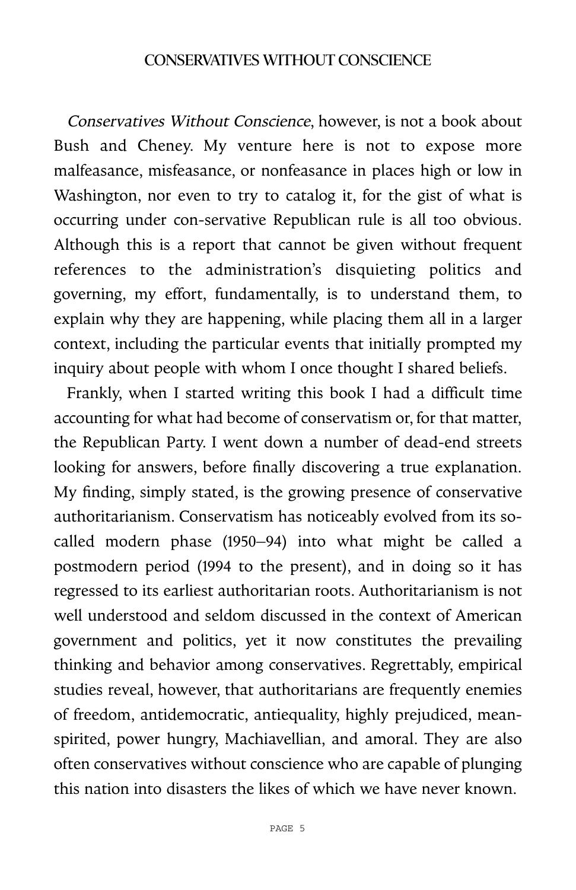*Conservatives Without Conscience*, however, is not a book about Bush and Cheney. My venture here is not to expose more malfeasance, misfeasance, or nonfeasance in places high or low in Washington, nor even to try to catalog it, for the gist of what is occurring under con-servative Republican rule is all too obvious. Although this is a report that cannot be given without frequent references to the administration's disquieting politics and governing, my effort, fundamentally, is to understand them, to explain why they are happening, while placing them all in a larger context, including the particular events that initially prompted my inquiry about people with whom I once thought I shared beliefs.

Frankly, when I started writing this book I had a difficult time accounting for what had become of conservatism or, for that matter, the Republican Party. I went down a number of dead-end streets looking for answers, before finally discovering a true explanation. My finding, simply stated, is the growing presence of conservative authoritarianism. Conservatism has noticeably evolved from its so-called modern phase (1950–94) into what might be called a postmodern period (1994 to the present), and in doing so it has regressed to its earliest authoritarian roots. Authoritarianism is not well understood and seldom discussed in the context of American government and politics, yet it now constitutes the prevailing thinking and behavior among conservatives. Regrettably, empirical studies reveal, however, that authoritarians are frequently enemies of freedom, antidemocratic, antiequality, highly prejudiced, mean-spirited, power hungry, Machiavellian, and amoral. They are also often conservatives without conscience who are capable of plunging this nation into disasters the likes of which we have never known.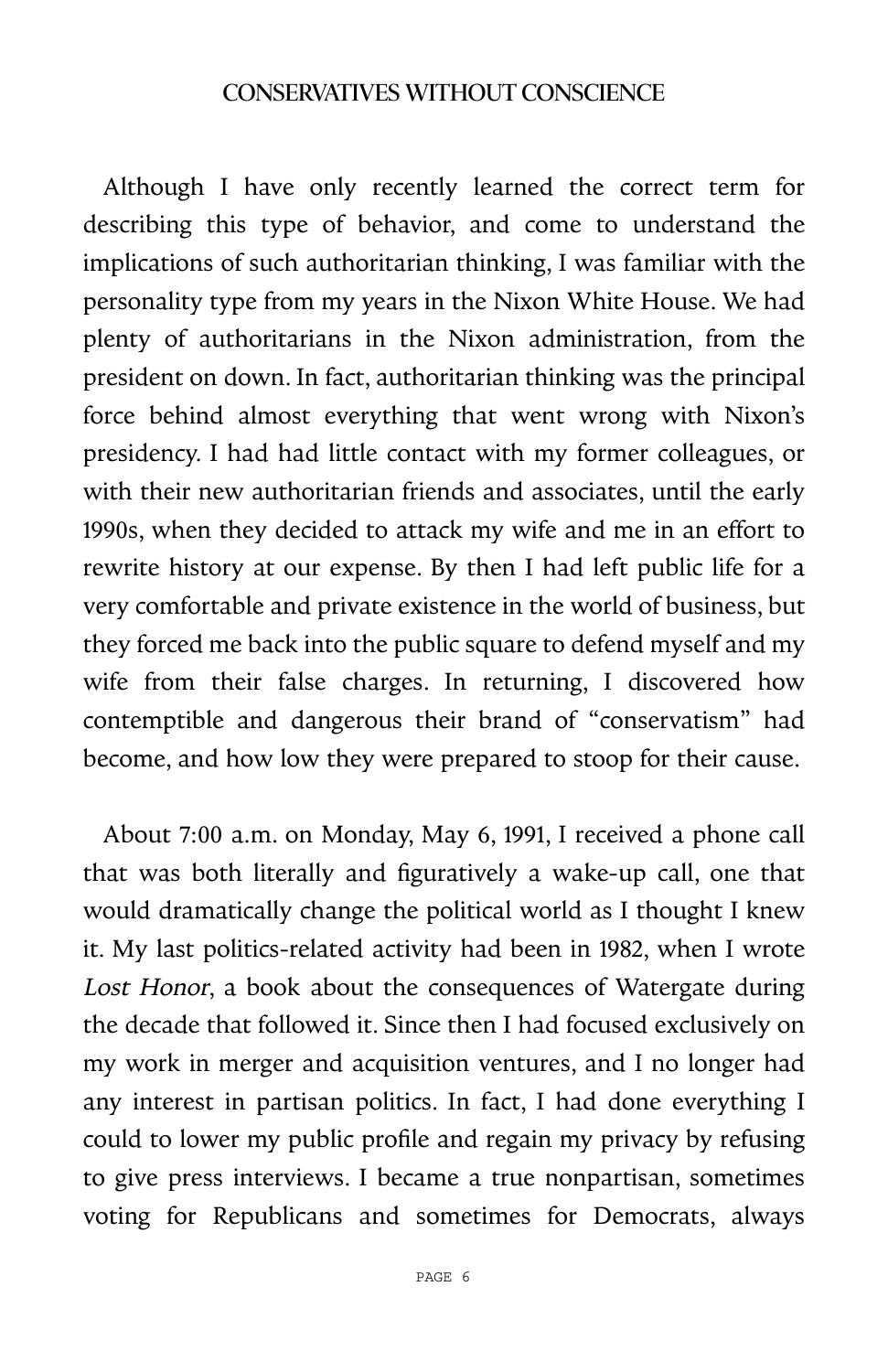Although I have only recently learned the correct term for describing this type of behavior, and come to understand the implications of such authoritarian thinking, I was familiar with the personality type from my years in the Nixon White House. We had plenty of authoritarians in the Nixon administration, from the president on down. In fact, authoritarian thinking was the principal force behind almost everything that went wrong with Nixon's presidency. I had had little contact with my former colleagues, or with their new authoritarian friends and associates, until the early 1990s, when they decided to attack my wife and me in an effort to rewrite history at our expense. By then I had left public life for a very comfortable and private existence in the world of business, but they forced me back into the public square to defend myself and my wife from their false charges. In returning, I discovered how contemptible and dangerous their brand of "conservatism" had become, and how low they were prepared to stoop for their cause.

About 7:00 a.m. on Monday, May 6, 1991, I received a phone call that was both literally and figuratively a wake-up call, one that would dramatically change the political world as I thought I knew it. My last politics-related activity had been in 1982, when I wrote *Lost Honor*, a book about the consequences of Watergate during the decade that followed it. Since then I had focused exclusively on my work in merger and acquisition ventures, and I no longer had any interest in partisan politics. In fact, I had done everything I could to lower my public profile and regain my privacy by refusing to give press interviews. I became a true nonpartisan, sometimes voting for Republicans and sometimes for Democrats, always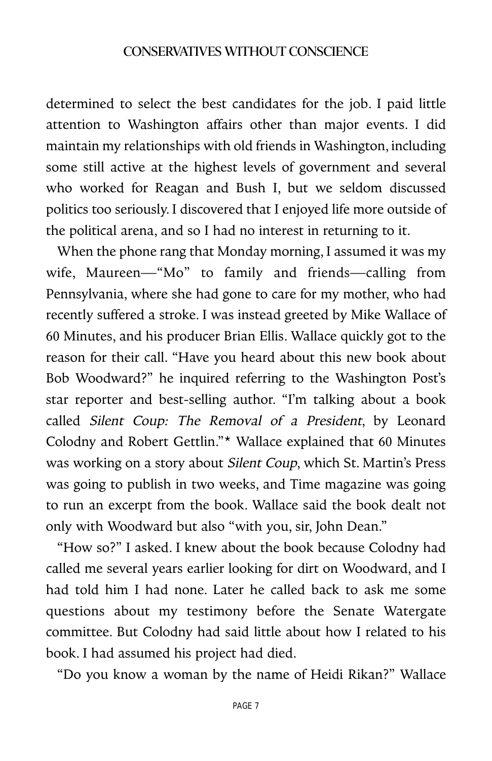determined to select the best candidates for the job. I paid little attention to Washington affairs other than major events. I did maintain my relationships with old friends in Washington, including some still active at the highest levels of government and several who worked for Reagan and Bush I, but we seldom discussed politics too seriously. I discovered that I enjoyed life more outside of the political arena, and so I had no interest in returning to it.

When the phone rang that Monday morning, I assumed it was my wife, Maureen—"Mo" to family and friends—calling from Pennsylvania, where she had gone to care for my mother, who had recently suffered a stroke. I was instead greeted by Mike Wallace of 60 Minutes, and his producer Brian Ellis. Wallace quickly got to the reason for their call. "Have you heard about this new book about Bob Woodward?" he inquired referring to the Washington Post's star reporter and best-selling author. "I'm talking about a book called *Silent Coup: The Removal of a President*, by Leonard Colodny and Robert Gettlin."* Wallace explained that 60 Minutes was working on a story about *Silent Coup*, which St. Martin's Press was going to publish in two weeks, and Time magazine was going to run an excerpt from the book. Wallace said the book dealt not only with Woodward but also "with you, sir, John Dean."

"How so?" I asked. I knew about the book because Colodny had called me several years earlier looking for dirt on Woodward, and I had told him I had none. Later he called back to ask me some questions about my testimony before the Senate Watergate committee. But Colodny had said little about how I related to his book. I had assumed his project had died.

"Do you know a woman by the name of Heidi Rikan?" Wallace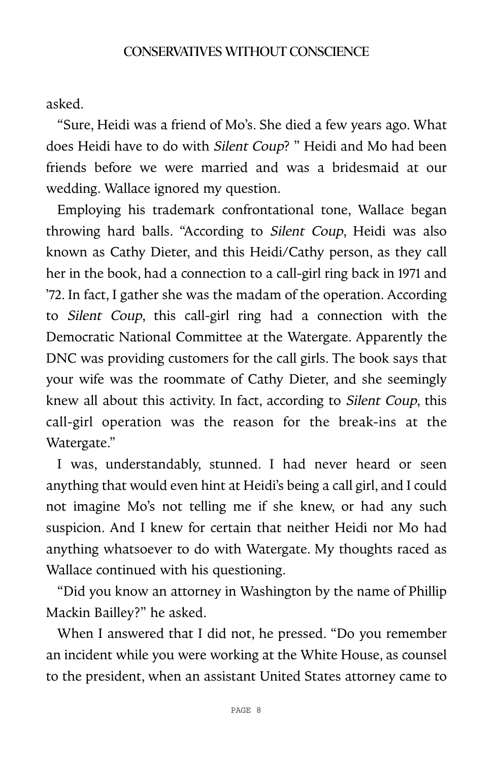asked.

"Sure, Heidi was a friend of Mo's. She died a few years ago. What does Heidi have to do with *Silent Coup*? " Heidi and Mo had been friends before we were married and was a bridesmaid at our wedding. Wallace ignored my question.

Employing his trademark confrontational tone, Wallace began throwing hard balls. "According to *Silent Coup*, Heidi was also known as Cathy Dieter, and this Heidi/Cathy person, as they call her in the book, had a connection to a call-girl ring back in 1971 and '72. In fact, I gather she was the madam of the operation. According to *Silent Coup*, this call-girl ring had a connection with the Democratic National Committee at the Watergate. Apparently the DNC was providing customers for the call girls. The book says that your wife was the roommate of Cathy Dieter, and she seemingly knew all about this activity. In fact, according to *Silent Coup*, this call-girl operation was the reason for the break-ins at the Watergate."

I was, understandably, stunned. I had never heard or seen anything that would even hint at Heidi's being a call girl, and I could not imagine Mo's not telling me if she knew, or had any such suspicion. And I knew for certain that neither Heidi nor Mo had anything whatsoever to do with Watergate. My thoughts raced as Wallace continued with his questioning.

"Did you know an attorney in Washington by the name of Phillip Mackin Bailley?" he asked.

When I answered that I did not, he pressed. "Do you remember an incident while you were working at the White House, as counsel to the president, when an assistant United States attorney came to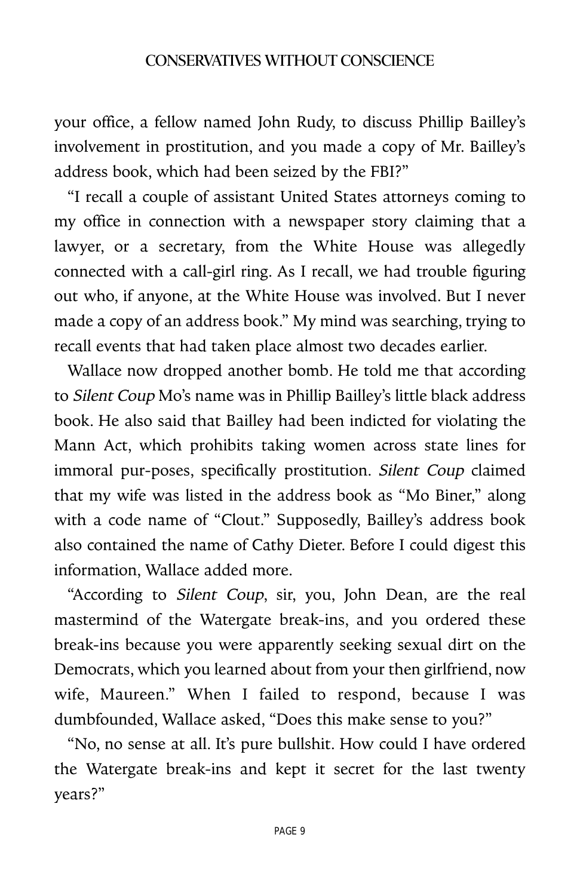your office, a fellow named John Rudy, to discuss Phillip Bailley's involvement in prostitution, and you made a copy of Mr. Bailley's address book, which had been seized by the FBI?"

"I recall a couple of assistant United States attorneys coming to my office in connection with a newspaper story claiming that a lawyer, or a secretary, from the White House was allegedly connected with a call-girl ring. As I recall, we had trouble figuring out who, if anyone, at the White House was involved. But I never made a copy of an address book." My mind was searching, trying to recall events that had taken place almost two decades earlier.

Wallace now dropped another bomb. He told me that according to *Silent Coup* Mo's name was in Phillip Bailley's little black address book. He also said that Bailley had been indicted for violating the Mann Act, which prohibits taking women across state lines for immoral pur-poses, specifically prostitution. *Silent Coup* claimed that my wife was listed in the address book as "Mo Biner," along with a code name of "Clout." Supposedly, Bailley's address book also contained the name of Cathy Dieter. Before I could digest this information, Wallace added more.

"According to *Silent Coup*, sir, you, John Dean, are the real mastermind of the Watergate break-ins, and you ordered these break-ins because you were apparently seeking sexual dirt on the Democrats, which you learned about from your then girlfriend, now wife, Maureen." When I failed to respond, because I was dumbfounded, Wallace asked, "Does this make sense to you?"

"No, no sense at all. It's pure bullshit. How could I have ordered the Watergate break-ins and kept it secret for the last twenty years?"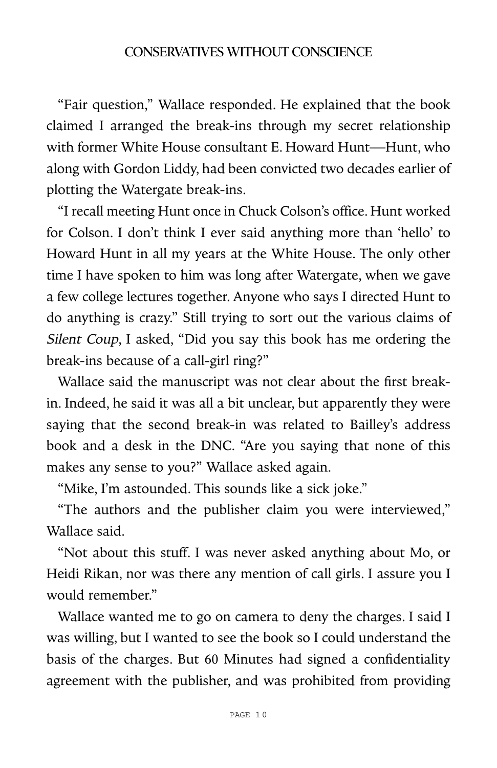"Fair question," Wallace responded. He explained that the book claimed I arranged the break-ins through my secret relationship with former White House consultant E. Howard Hunt—Hunt, who along with Gordon Liddy, had been convicted two decades earlier of plotting the Watergate break-ins.

"I recall meeting Hunt once in Chuck Colson's office. Hunt worked for Colson. I don't think I ever said anything more than 'hello' to Howard Hunt in all my years at the White House. The only other time I have spoken to him was long after Watergate, when we gave a few college lectures together. Anyone who says I directed Hunt to do anything is crazy." Still trying to sort out the various claims of *Silent Coup*, I asked, "Did you say this book has me ordering the break-ins because of a call-girl ring?"

Wallace said the manuscript was not clear about the first break-in. Indeed, he said it was all a bit unclear, but apparently they were saying that the second break-in was related to Bailley's address book and a desk in the DNC. "Are you saying that none of this makes any sense to you?" Wallace asked again.

"Mike, I'm astounded. This sounds like a sick joke."

"The authors and the publisher claim you were interviewed," Wallace said.

"Not about this stuff. I was never asked anything about Mo, or Heidi Rikan, nor was there any mention of call girls. I assure you I would remember."

Wallace wanted me to go on camera to deny the charges. I said I was willing, but I wanted to see the book so I could understand the basis of the charges. But 60 Minutes had signed a confidentiality agreement with the publisher, and was prohibited from providing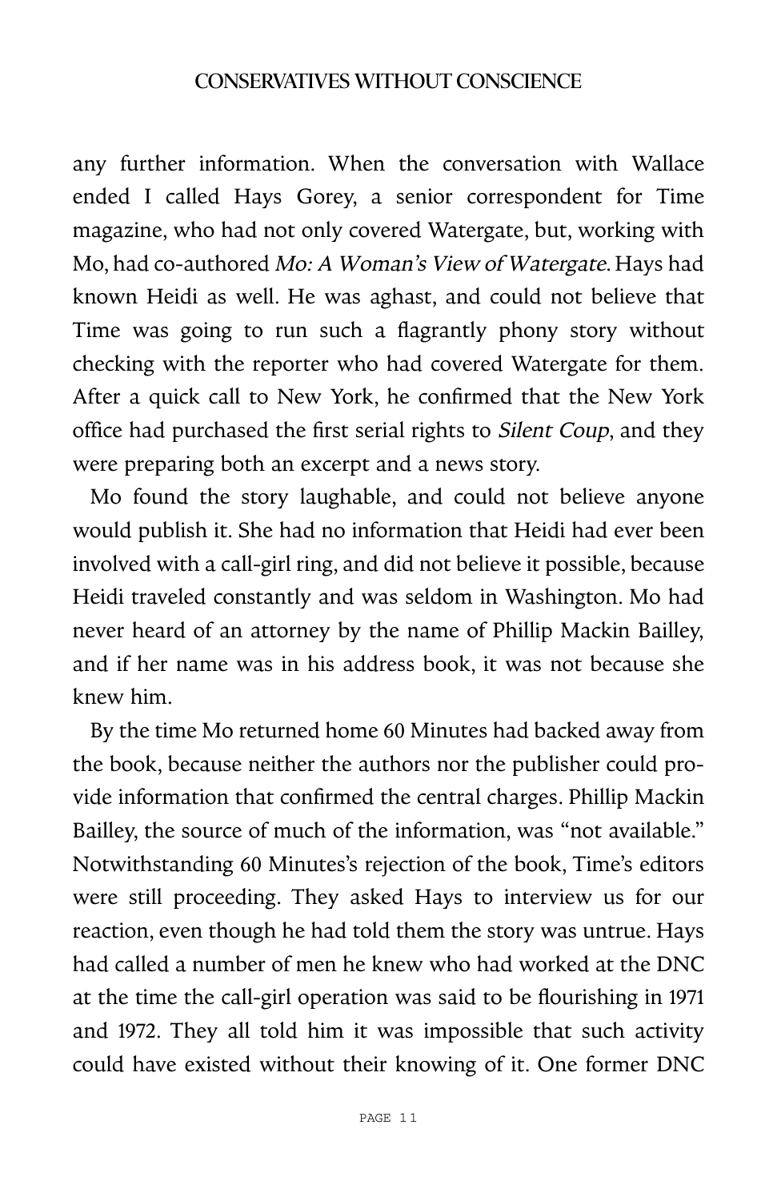any further information. When the conversation with Wallace ended I called Hays Gorey, a senior correspondent for Time magazine, who had not only covered Watergate, but, working with Mo, had co-authored *Mo: A Woman's View of Watergate*. Hays had known Heidi as well. He was aghast, and could not believe that Time was going to run such a flagrantly phony story without checking with the reporter who had covered Watergate for them. After a quick call to New York, he confirmed that the New York office had purchased the first serial rights to *Silent Coup*, and they were preparing both an excerpt and a news story.

Mo found the story laughable, and could not believe anyone would publish it. She had no information that Heidi had ever been involved with a call-girl ring, and did not believe it possible, because Heidi traveled constantly and was seldom in Washington. Mo had never heard of an attorney by the name of Phillip Mackin Bailley, and if her name was in his address book, it was not because she knew him.

By the time Mo returned home 60 Minutes had backed away from the book, because neither the authors nor the publisher could provide information that confirmed the central charges. Phillip Mackin Bailley, the source of much of the information, was "not available." Notwithstanding 60 Minutes's rejection of the book, Time's editors were still proceeding. They asked Hays to interview us for our reaction, even though he had told them the story was untrue. Hays had called a number of men he knew who had worked at the DNC at the time the call-girl operation was said to be flourishing in 1971 and 1972. They all told him it was impossible that such activity could have existed without their knowing of it. One former DNC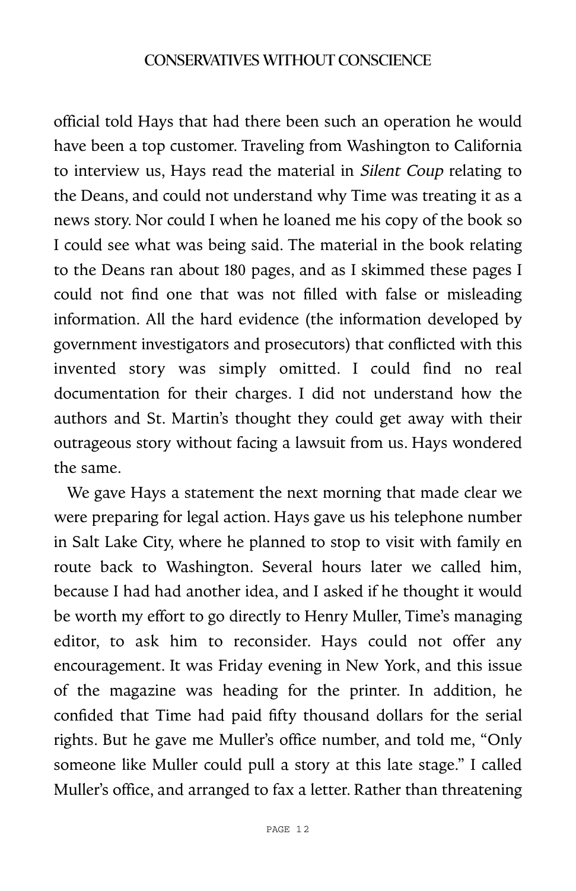official told Hays that had there been such an operation he would have been a top customer. Traveling from Washington to California to interview us, Hays read the material in *Silent Coup* relating to the Deans, and could not understand why Time was treating it as a news story. Nor could I when he loaned me his copy of the book so I could see what was being said. The material in the book relating to the Deans ran about 180 pages, and as I skimmed these pages I could not find one that was not filled with false or misleading information. All the hard evidence (the information developed by government investigators and prosecutors) that conflicted with this invented story was simply omitted. I could find no real documentation for their charges. I did not understand how the authors and St. Martin's thought they could get away with their outrageous story without facing a lawsuit from us. Hays wondered the same.

We gave Hays a statement the next morning that made clear we were preparing for legal action. Hays gave us his telephone number in Salt Lake City, where he planned to stop to visit with family en route back to Washington. Several hours later we called him, because I had had another idea, and I asked if he thought it would be worth my effort to go directly to Henry Muller, Time's managing editor, to ask him to reconsider. Hays could not offer any encouragement. It was Friday evening in New York, and this issue of the magazine was heading for the printer. In addition, he confided that Time had paid fifty thousand dollars for the serial rights. But he gave me Muller's office number, and told me, "Only someone like Muller could pull a story at this late stage." I called Muller's office, and arranged to fax a letter. Rather than threatening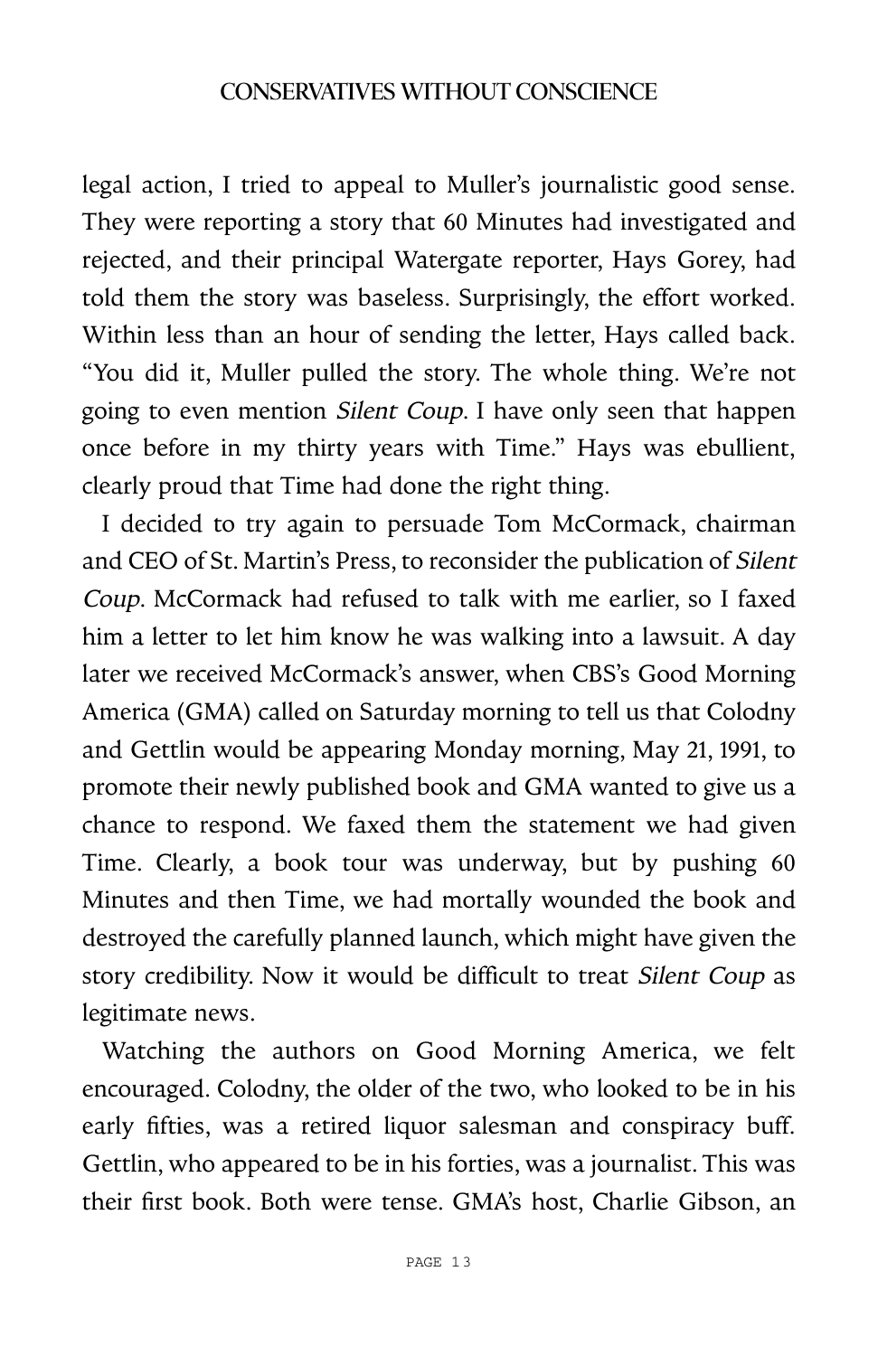legal action, I tried to appeal to Muller's journalistic good sense. They were reporting a story that 60 Minutes had investigated and rejected, and their principal Watergate reporter, Hays Gorey, had told them the story was baseless. Surprisingly, the effort worked. Within less than an hour of sending the letter, Hays called back. "You did it, Muller pulled the story. The whole thing. We're not going to even mention *Silent Coup*. I have only seen that happen once before in my thirty years with Time." Hays was ebullient, clearly proud that Time had done the right thing.

I decided to try again to persuade Tom McCormack, chairman and CEO of St. Martin's Press, to reconsider the publication of *Silent Coup*. McCormack had refused to talk with me earlier, so I faxed him a letter to let him know he was walking into a lawsuit. A day later we received McCormack's answer, when CBS's Good Morning America (GMA) called on Saturday morning to tell us that Colodny and Gettlin would be appearing Monday morning, May 21, 1991, to promote their newly published book and GMA wanted to give us a chance to respond. We faxed them the statement we had given Time. Clearly, a book tour was underway, but by pushing 60 Minutes and then Time, we had mortally wounded the book and destroyed the carefully planned launch, which might have given the story credibility. Now it would be difficult to treat *Silent Coup* as legitimate news.

Watching the authors on Good Morning America, we felt encouraged. Colodny, the older of the two, who looked to be in his early fifties, was a retired liquor salesman and conspiracy buff. Gettlin, who appeared to be in his forties, was a journalist. This was their first book. Both were tense. GMA's host, Charlie Gibson, an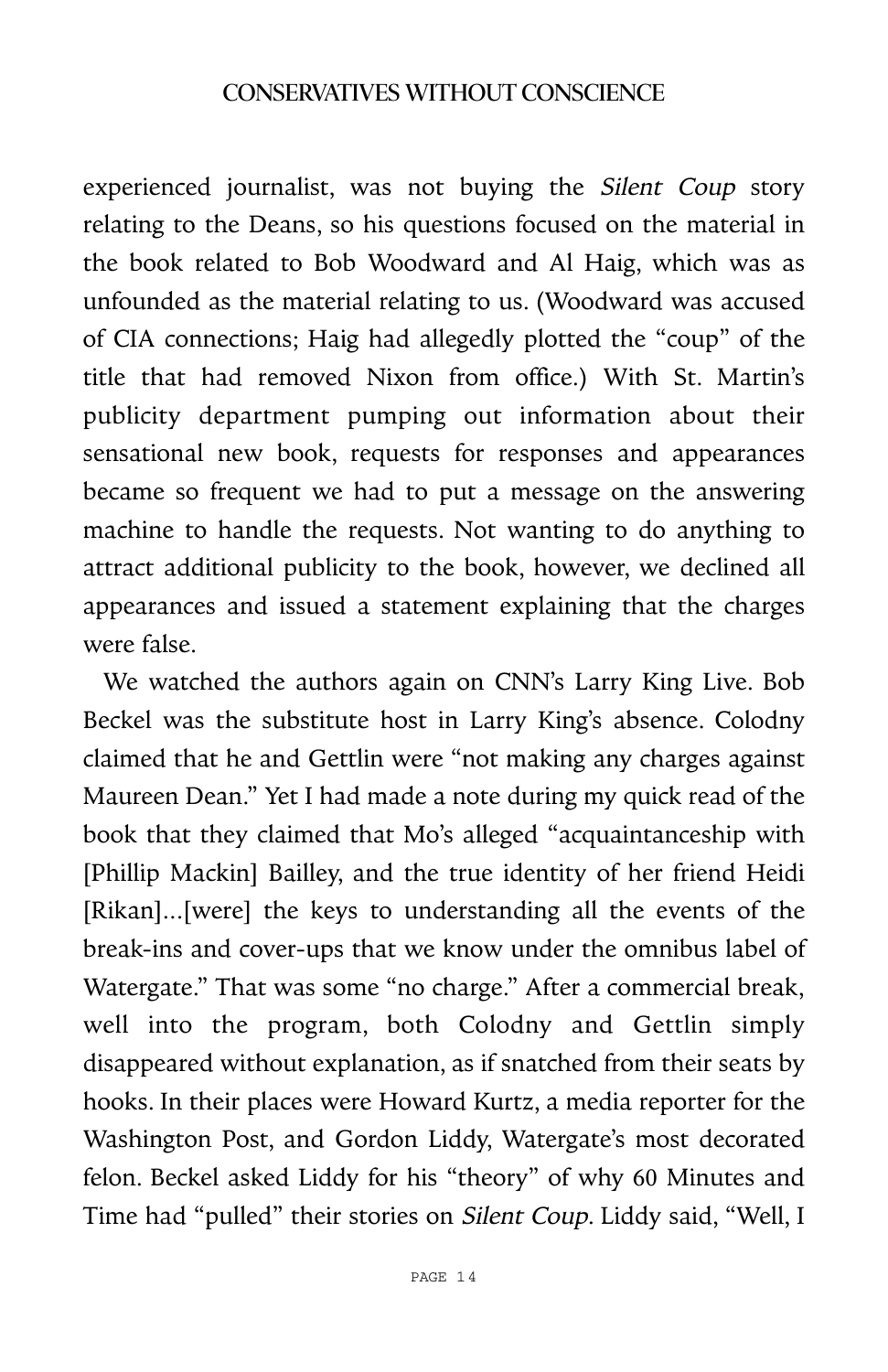experienced journalist, was not buying the *Silent Coup* story relating to the Deans, so his questions focused on the material in the book related to Bob Woodward and Al Haig, which was as unfounded as the material relating to us. (Woodward was accused of CIA connections; Haig had allegedly plotted the "coup" of the title that had removed Nixon from office.) With St. Martin's publicity department pumping out information about their sensational new book, requests for responses and appearances became so frequent we had to put a message on the answering machine to handle the requests. Not wanting to do anything to attract additional publicity to the book, however, we declined all appearances and issued a statement explaining that the charges were false.

We watched the authors again on CNN's Larry King Live. Bob Beckel was the substitute host in Larry King's absence. Colodny claimed that he and Gettlin were "not making any charges against Maureen Dean." Yet I had made a note during my quick read of the book that they claimed that Mo's alleged "acquaintanceship with [Phillip Mackin] Bailley, and the true identity of her friend Heidi [Rikan]...[were] the keys to understanding all the events of the break-ins and cover-ups that we know under the omnibus label of Watergate." That was some "no charge." After a commercial break, well into the program, both Colodny and Gettlin simply disappeared without explanation, as if snatched from their seats by hooks. In their places were Howard Kurtz, a media reporter for the Washington Post, and Gordon Liddy, Watergate's most decorated felon. Beckel asked Liddy for his "theory" of why 60 Minutes and Time had "pulled" their stories on *Silent Coup*. Liddy said, "Well, I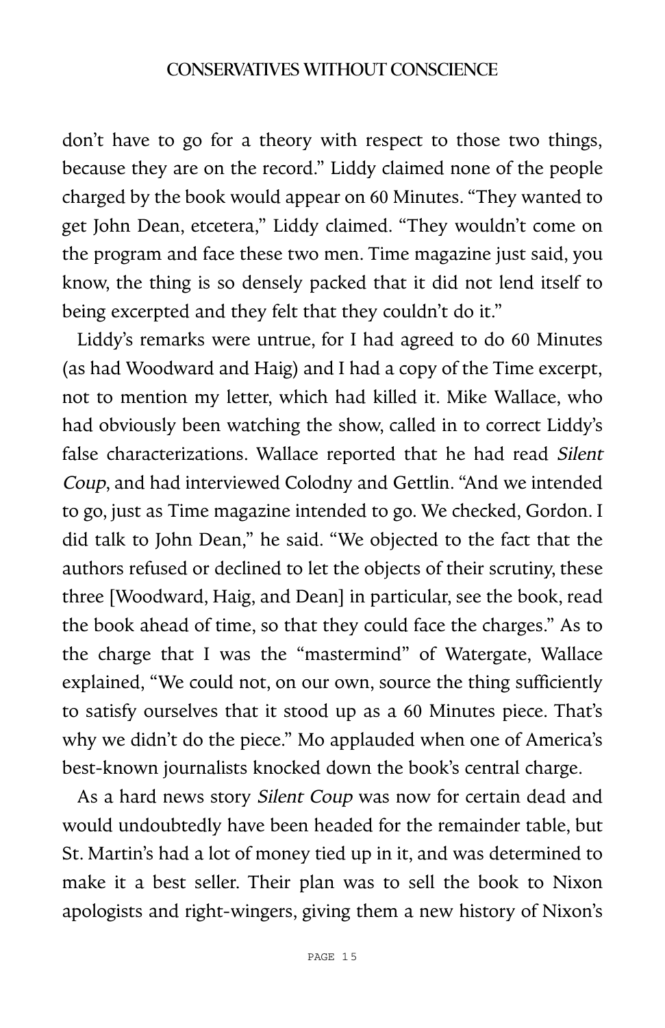don't have to go for a theory with respect to those two things, because they are on the record." Liddy claimed none of the people charged by the book would appear on 60 Minutes. "They wanted to get John Dean, etcetera," Liddy claimed. "They wouldn't come on the program and face these two men. Time magazine just said, you know, the thing is so densely packed that it did not lend itself to being excerpted and they felt that they couldn't do it."

Liddy's remarks were untrue, for I had agreed to do 60 Minutes (as had Woodward and Haig) and I had a copy of the Time excerpt, not to mention my letter, which had killed it. Mike Wallace, who had obviously been watching the show, called in to correct Liddy's false characterizations. Wallace reported that he had read *Silent Coup*, and had interviewed Colodny and Gettlin. "And we intended to go, just as Time magazine intended to go. We checked, Gordon. I did talk to John Dean," he said. "We objected to the fact that the authors refused or declined to let the objects of their scrutiny, these three [Woodward, Haig, and Dean] in particular, see the book, read the book ahead of time, so that they could face the charges." As to the charge that I was the "mastermind" of Watergate, Wallace explained, "We could not, on our own, source the thing sufficiently to satisfy ourselves that it stood up as a 60 Minutes piece. That's why we didn't do the piece." Mo applauded when one of America's best-known journalists knocked down the book's central charge.

As a hard news story *Silent Coup* was now for certain dead and would undoubtedly have been headed for the remainder table, but St. Martin's had a lot of money tied up in it, and was determined to make it a best seller. Their plan was to sell the book to Nixon apologists and right-wingers, giving them a new history of Nixon's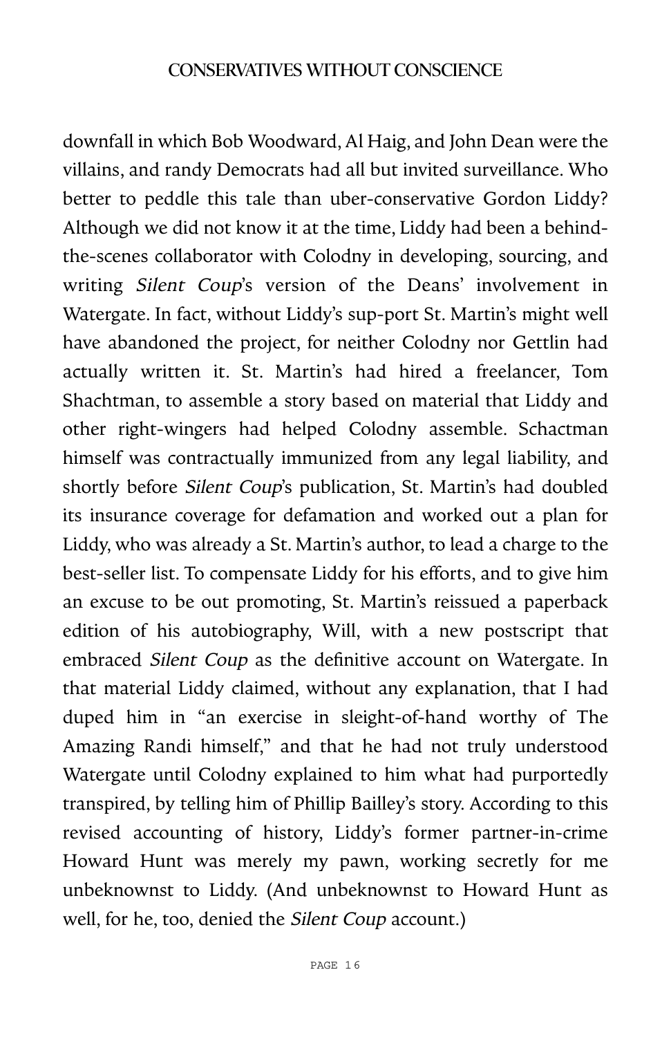downfall in which Bob Woodward, Al Haig, and John Dean were the villains, and randy Democrats had all but invited surveillance. Who better to peddle this tale than uber-conservative Gordon Liddy? Although we did not know it at the time, Liddy had been a behind-the-scenes collaborator with Colodny in developing, sourcing, and writing *Silent Coup*'s version of the Deans' involvement in Watergate. In fact, without Liddy's sup-port St. Martin's might well have abandoned the project, for neither Colodny nor Gettlin had actually written it. St. Martin's had hired a freelancer, Tom Shachtman, to assemble a story based on material that Liddy and other right-wingers had helped Colodny assemble. Schactman himself was contractually immunized from any legal liability, and shortly before *Silent Coup*'s publication, St. Martin's had doubled its insurance coverage for defamation and worked out a plan for Liddy, who was already a St. Martin's author, to lead a charge to the best-seller list. To compensate Liddy for his efforts, and to give him an excuse to be out promoting, St. Martin's reissued a paperback edition of his autobiography, Will, with a new postscript that embraced *Silent Coup* as the definitive account on Watergate. In that material Liddy claimed, without any explanation, that I had duped him in "an exercise in sleight-of-hand worthy of The Amazing Randi himself," and that he had not truly understood Watergate until Colodny explained to him what had purportedly transpired, by telling him of Phillip Bailley's story. According to this revised accounting of history, Liddy's former partner-in-crime Howard Hunt was merely my pawn, working secretly for me unbeknownst to Liddy. (And unbeknownst to Howard Hunt as well, for he, too, denied the *Silent Coup* account.)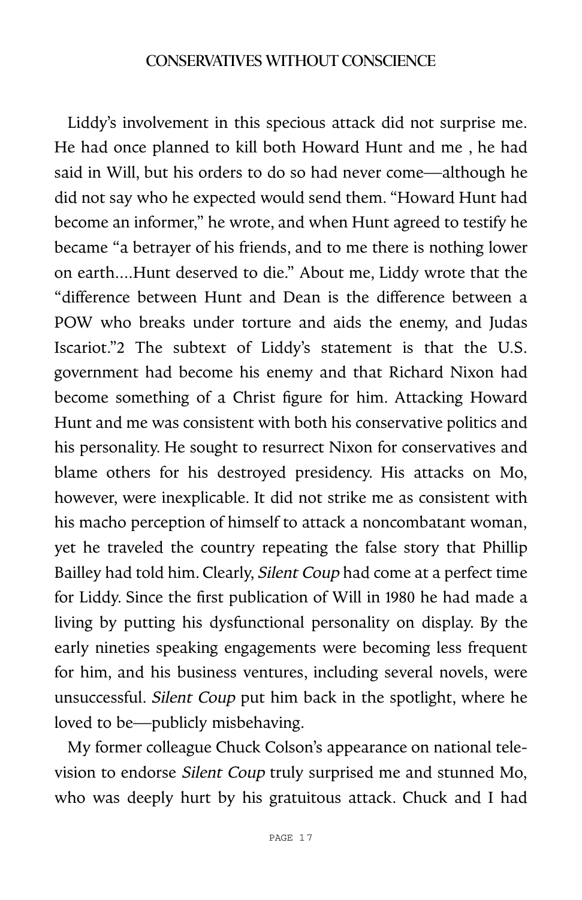Liddy's involvement in this specious attack did not surprise me. He had once planned to kill both Howard Hunt and me , he had said in Will, but his orders to do so had never come—although he did not say who he expected would send them. "Howard Hunt had become an informer," he wrote, and when Hunt agreed to testify he became "a betrayer of his friends, and to me there is nothing lower on earth....Hunt deserved to die." About me, Liddy wrote that the "difference between Hunt and Dean is the difference between a POW who breaks under torture and aids the enemy, and Judas Iscariot."[2] The subtext of Liddy's statement is that the U.S. government had become his enemy and that Richard Nixon had become something of a Christ figure for him. Attacking Howard Hunt and me was consistent with both his conservative politics and his personality. He sought to resurrect Nixon for conservatives and blame others for his destroyed presidency. His attacks on Mo, however, were inexplicable. It did not strike me as consistent with his macho perception of himself to attack a noncombatant woman, yet he traveled the country repeating the false story that Phillip Bailley had told him. Clearly, *Silent Coup* had come at a perfect time for Liddy. Since the first publication of Will in 1980 he had made a living by putting his dysfunctional personality on display. By the early nineties speaking engagements were becoming less frequent for him, and his business ventures, including several novels, were unsuccessful. *Silent Coup* put him back in the spotlight, where he loved to be—publicly misbehaving.

My former colleague Chuck Colson's appearance on national television to endorse *Silent Coup* truly surprised me and stunned Mo, who was deeply hurt by his gratuitous attack. Chuck and I had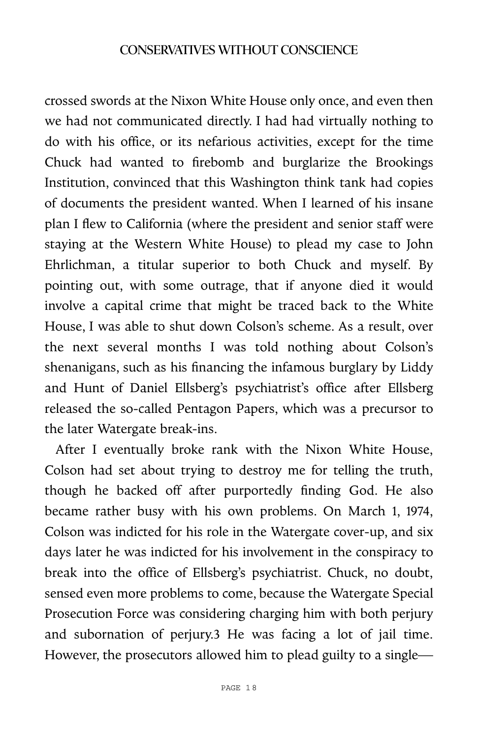crossed swords at the Nixon White House only once, and even then we had not communicated directly. I had had virtually nothing to do with his office, or its nefarious activities, except for the time Chuck had wanted to firebomb and burglarize the Brookings Institution, convinced that this Washington think tank had copies of documents the president wanted. When I learned of his insane plan I flew to California (where the president and senior staff were staying at the Western White House) to plead my case to John Ehrlichman, a titular superior to both Chuck and myself. By pointing out, with some outrage, that if anyone died it would involve a capital crime that might be traced back to the White House, I was able to shut down Colson's scheme. As a result, over the next several months I was told nothing about Colson's shenanigans, such as his financing the infamous burglary by Liddy and Hunt of Daniel Ellsberg's psychiatrist's office after Ellsberg released the so-called Pentagon Papers, which was a precursor to the later Watergate break-ins.

After I eventually broke rank with the Nixon White House, Colson had set about trying to destroy me for telling the truth, though he backed off after purportedly finding God. He also became rather busy with his own problems. On March 1, 1974, Colson was indicted for his role in the Watergate cover-up, and six days later he was indicted for his involvement in the conspiracy to break into the office of Ellsberg's psychiatrist. Chuck, no doubt, sensed even more problems to come, because the Watergate Special Prosecution Force was considering charging him with both perjury and subornation of perjury.[3] He was facing a lot of jail time. However, the prosecutors allowed him to plead guilty to a single—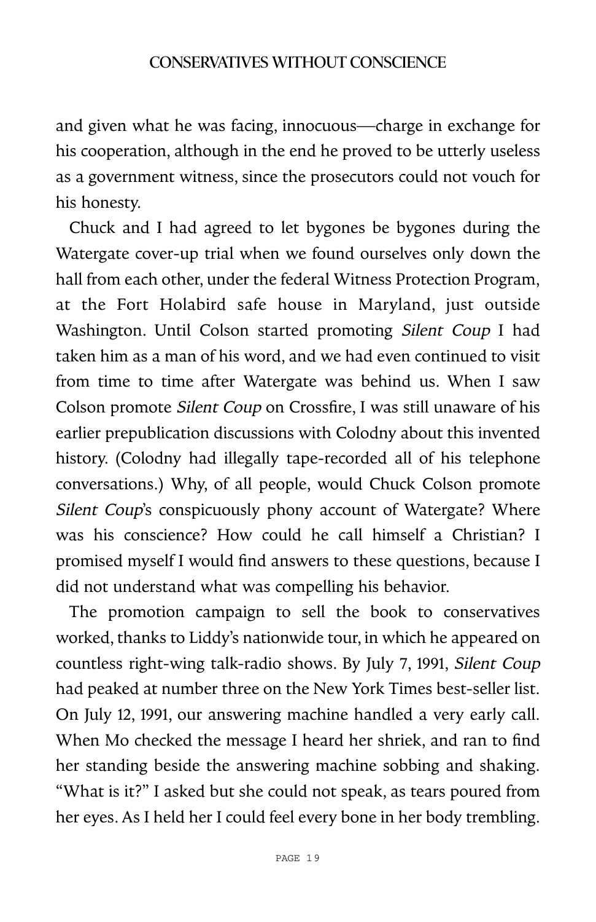and given what he was facing, innocuous—charge in exchange for his cooperation, although in the end he proved to be utterly useless as a government witness, since the prosecutors could not vouch for his honesty.

Chuck and I had agreed to let bygones be bygones during the Watergate cover-up trial when we found ourselves only down the hall from each other, under the federal Witness Protection Program, at the Fort Holabird safe house in Maryland, just outside Washington. Until Colson started promoting *Silent Coup* I had taken him as a man of his word, and we had even continued to visit from time to time after Watergate was behind us. When I saw Colson promote *Silent Coup* on Crossfire, I was still unaware of his earlier prepublication discussions with Colodny about this invented history. (Colodny had illegally tape-recorded all of his telephone conversations.) Why, of all people, would Chuck Colson promote *Silent Coup*'s conspicuously phony account of Watergate? Where was his conscience? How could he call himself a Christian? I promised myself I would find answers to these questions, because I did not understand what was compelling his behavior.

The promotion campaign to sell the book to conservatives worked, thanks to Liddy's nationwide tour, in which he appeared on countless right-wing talk-radio shows. By July 7, 1991, *Silent Coup* had peaked at number three on the New York Times best-seller list. On July 12, 1991, our answering machine handled a very early call. When Mo checked the message I heard her shriek, and ran to find her standing beside the answering machine sobbing and shaking. "What is it?" I asked but she could not speak, as tears poured from her eyes. As I held her I could feel every bone in her body trembling.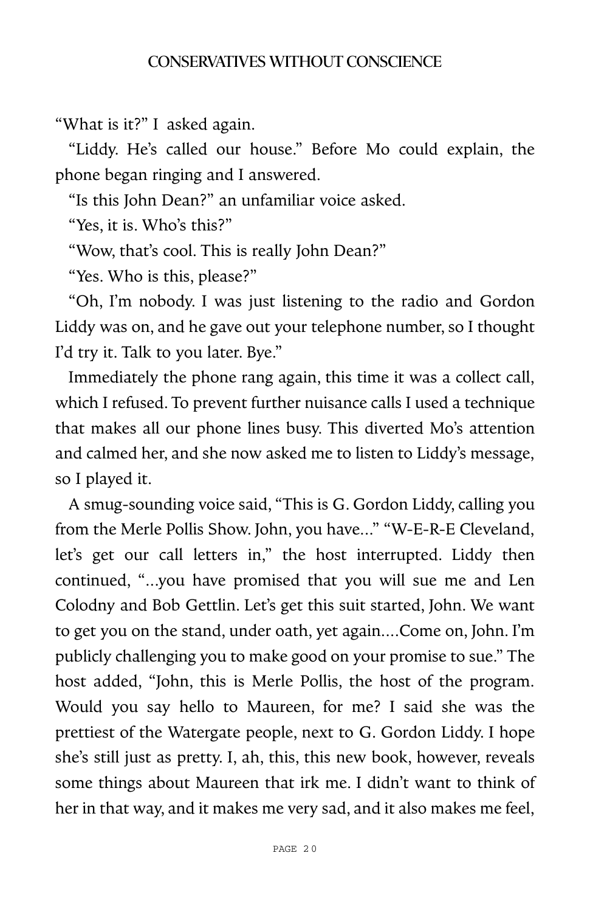"What is it?" I asked again.

"Liddy. He's called our house." Before Mo could explain, the phone began ringing and I answered.

"Is this John Dean?" an unfamiliar voice asked.

"Yes, it is. Who's this?"

"Wow, that's cool. This is really John Dean?"

"Yes. Who is this, please?"

"Oh, I'm nobody. I was just listening to the radio and Gordon Liddy was on, and he gave out your telephone number, so I thought I'd try it. Talk to you later. Bye."

Immediately the phone rang again, this time it was a collect call, which I refused. To prevent further nuisance calls I used a technique that makes all our phone lines busy. This diverted Mo's attention and calmed her, and she now asked me to listen to Liddy's message, so I played it.

A smug-sounding voice said, "This is G. Gordon Liddy, calling you from the Merle Pollis Show. John, you have..." "W-E-R-E Cleveland, let's get our call letters in," the host interrupted. Liddy then continued, "...you have promised that you will sue me and Len Colodny and Bob Gettlin. Let's get this suit started, John. We want to get you on the stand, under oath, yet again....Come on, John. I'm publicly challenging you to make good on your promise to sue." The host added, "John, this is Merle Pollis, the host of the program. Would you say hello to Maureen, for me? I said she was the prettiest of the Watergate people, next to G. Gordon Liddy. I hope she's still just as pretty. I, ah, this, this new book, however, reveals some things about Maureen that irk me. I didn't want to think of her in that way, and it makes me very sad, and it also makes me feel,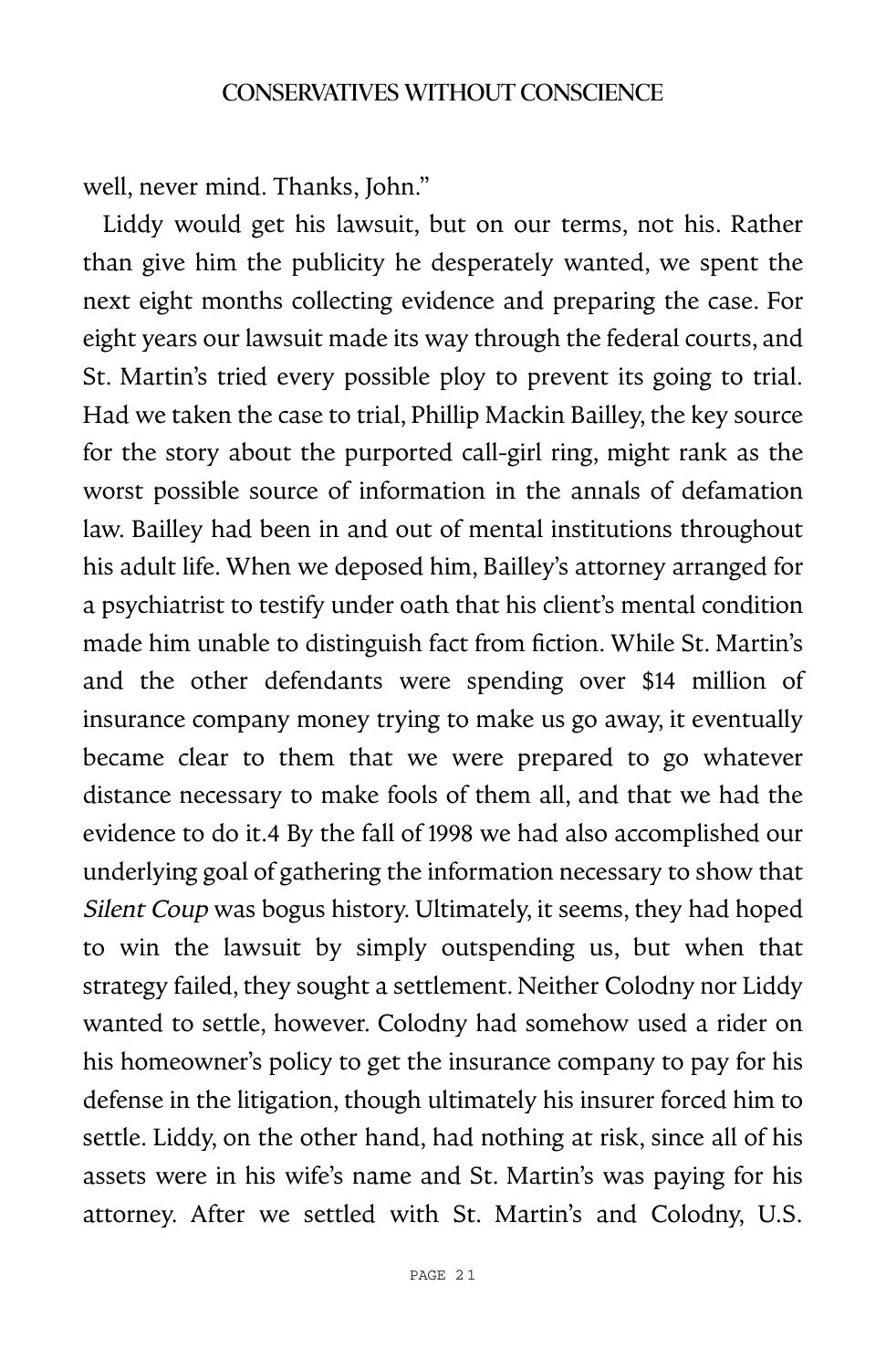well, never mind. Thanks, John."

Liddy would get his lawsuit, but on our terms, not his. Rather than give him the publicity he desperately wanted, we spent the next eight months collecting evidence and preparing the case. For eight years our lawsuit made its way through the federal courts, and St. Martin's tried every possible ploy to prevent its going to trial. Had we taken the case to trial, Phillip Mackin Bailley, the key source for the story about the purported call-girl ring, might rank as the worst possible source of information in the annals of defamation law. Bailley had been in and out of mental institutions throughout his adult life. When we deposed him, Bailley's attorney arranged for a psychiatrist to testify under oath that his client's mental condition made him unable to distinguish fact from fiction. While St. Martin's and the other defendants were spending over $14 million of insurance company money trying to make us go away, it eventually became clear to them that we were prepared to go whatever distance necessary to make fools of them all, and that we had the evidence to do it.[4] By the fall of 1998 we had also accomplished our underlying goal of gathering the information necessary to show that *Silent Coup* was bogus history. Ultimately, it seems, they had hoped to win the lawsuit by simply outspending us, but when that strategy failed, they sought a settlement. Neither Colodny nor Liddy wanted to settle, however. Colodny had somehow used a rider on his homeowner's policy to get the insurance company to pay for his defense in the litigation, though ultimately his insurer forced him to settle. Liddy, on the other hand, had nothing at risk, since all of his assets were in his wife's name and St. Martin's was paying for his attorney. After we settled with St. Martin's and Colodny, U.S.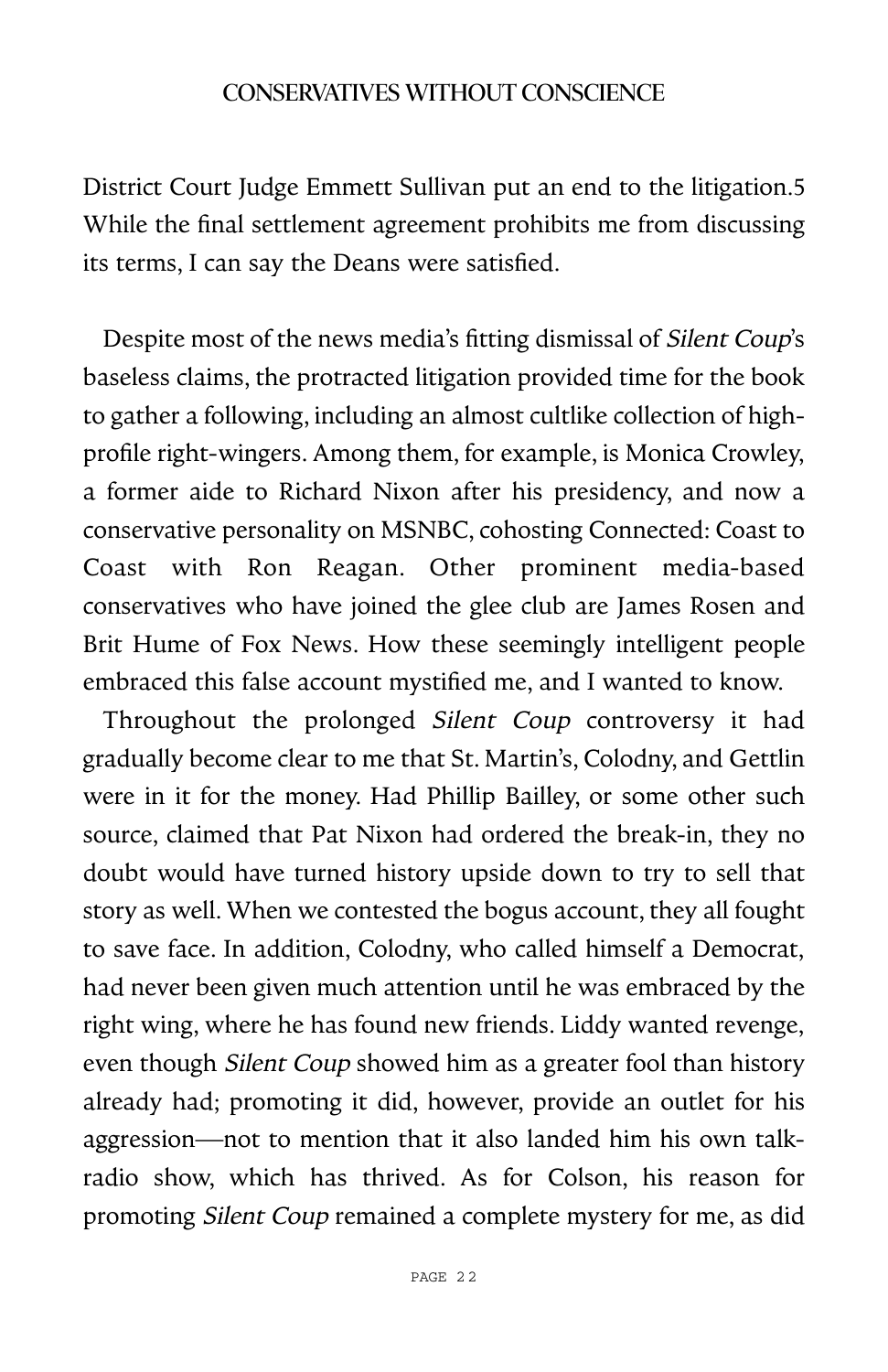District Court Judge Emmett Sullivan put an end to the litigation.5 While the final settlement agreement prohibits me from discussing its terms, I can say the Deans were satisfied.

Despite most of the news media's fitting dismissal of *Silent Coup*'s baseless claims, the protracted litigation provided time for the book to gather a following, including an almost cultlike collection of high-profile right-wingers. Among them, for example, is Monica Crowley, a former aide to Richard Nixon after his presidency, and now a conservative personality on MSNBC, cohosting Connected: Coast to Coast with Ron Reagan. Other prominent media-based conservatives who have joined the glee club are James Rosen and Brit Hume of Fox News. How these seemingly intelligent people embraced this false account mystified me, and I wanted to know.

Throughout the prolonged *Silent Coup* controversy it had gradually become clear to me that St. Martin's, Colodny, and Gettlin were in it for the money. Had Phillip Bailley, or some other such source, claimed that Pat Nixon had ordered the break-in, they no doubt would have turned history upside down to try to sell that story as well. When we contested the bogus account, they all fought to save face. In addition, Colodny, who called himself a Democrat, had never been given much attention until he was embraced by the right wing, where he has found new friends. Liddy wanted revenge, even though *Silent Coup* showed him as a greater fool than history already had; promoting it did, however, provide an outlet for his aggression—not to mention that it also landed him his own talk-radio show, which has thrived. As for Colson, his reason for promoting *Silent Coup* remained a complete mystery for me, as did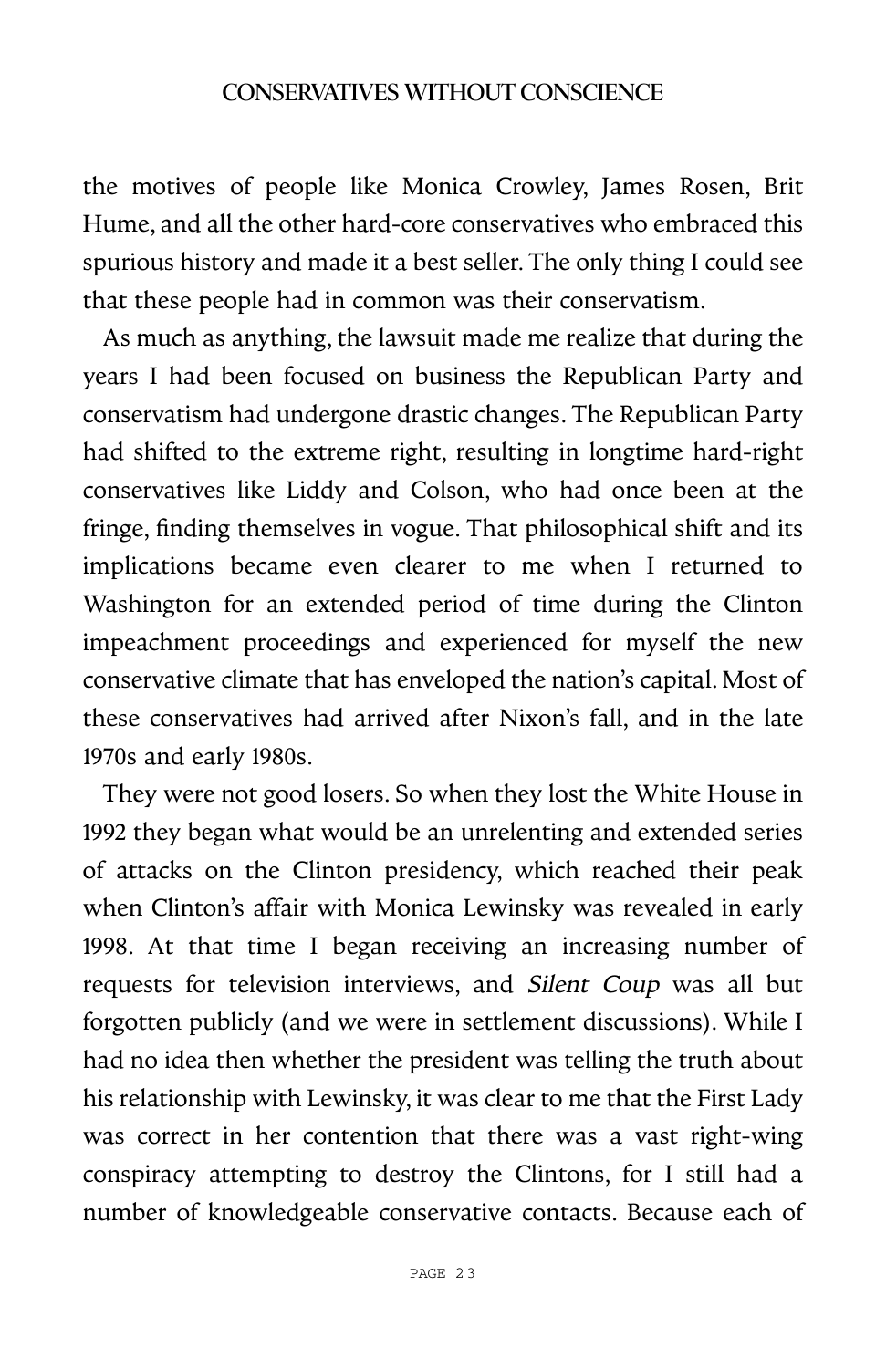the motives of people like Monica Crowley, James Rosen, Brit Hume, and all the other hard-core conservatives who embraced this spurious history and made it a best seller. The only thing I could see that these people had in common was their conservatism.

As much as anything, the lawsuit made me realize that during the years I had been focused on business the Republican Party and conservatism had undergone drastic changes. The Republican Party had shifted to the extreme right, resulting in longtime hard-right conservatives like Liddy and Colson, who had once been at the fringe, finding themselves in vogue. That philosophical shift and its implications became even clearer to me when I returned to Washington for an extended period of time during the Clinton impeachment proceedings and experienced for myself the new conservative climate that has enveloped the nation's capital. Most of these conservatives had arrived after Nixon's fall, and in the late 1970s and early 1980s.

They were not good losers. So when they lost the White House in 1992 they began what would be an unrelenting and extended series of attacks on the Clinton presidency, which reached their peak when Clinton's affair with Monica Lewinsky was revealed in early 1998. At that time I began receiving an increasing number of requests for television interviews, and *Silent Coup* was all but forgotten publicly (and we were in settlement discussions). While I had no idea then whether the president was telling the truth about his relationship with Lewinsky, it was clear to me that the First Lady was correct in her contention that there was a vast right-wing conspiracy attempting to destroy the Clintons, for I still had a number of knowledgeable conservative contacts. Because each of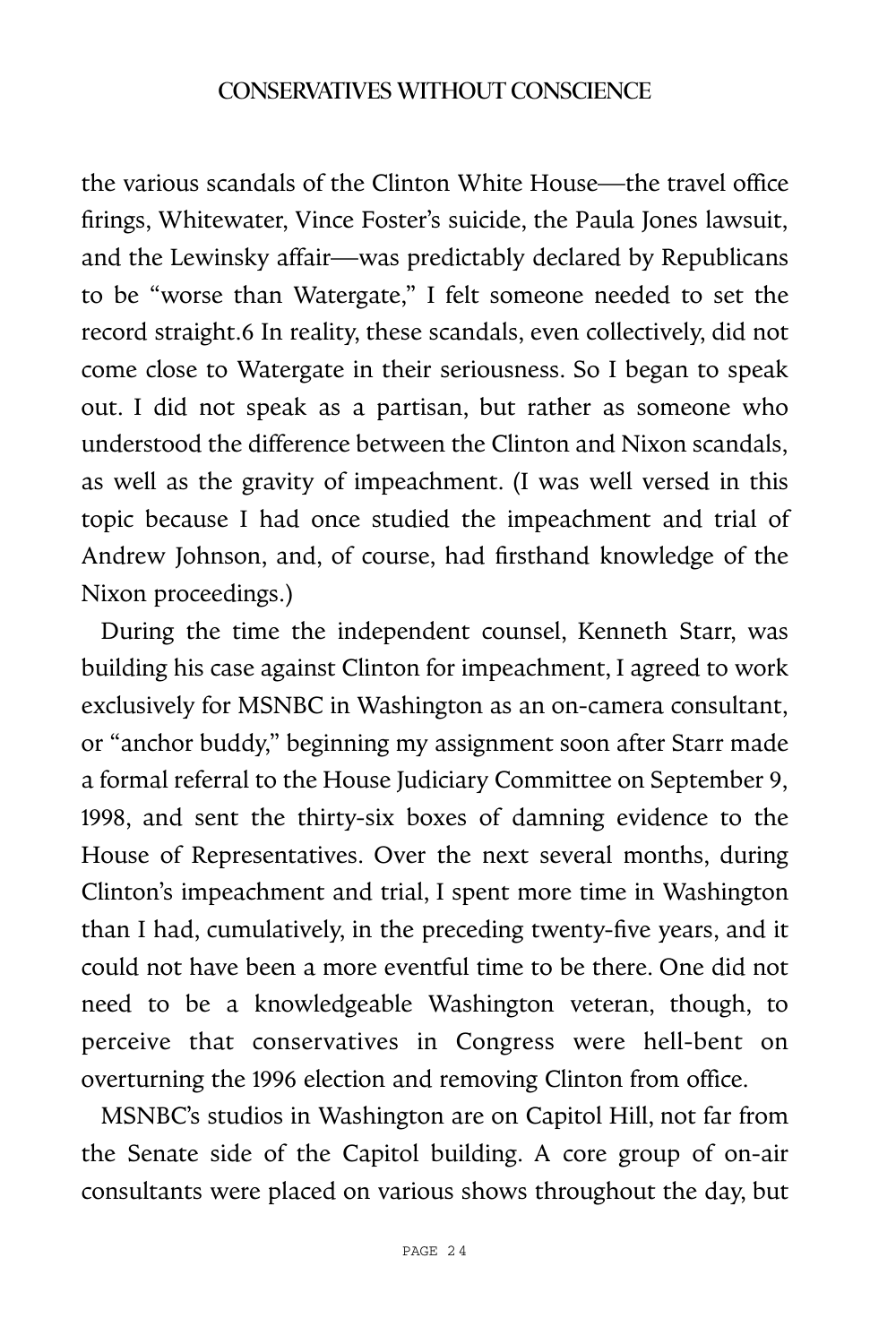the various scandals of the Clinton White House—the travel office firings, Whitewater, Vince Foster's suicide, the Paula Jones lawsuit, and the Lewinsky affair—was predictably declared by Republicans to be "worse than Watergate," I felt someone needed to set the record straight.6 In reality, these scandals, even collectively, did not come close to Watergate in their seriousness. So I began to speak out. I did not speak as a partisan, but rather as someone who understood the difference between the Clinton and Nixon scandals, as well as the gravity of impeachment. (I was well versed in this topic because I had once studied the impeachment and trial of Andrew Johnson, and, of course, had firsthand knowledge of the Nixon proceedings.)

During the time the independent counsel, Kenneth Starr, was building his case against Clinton for impeachment, I agreed to work exclusively for MSNBC in Washington as an on-camera consultant, or "anchor buddy," beginning my assignment soon after Starr made a formal referral to the House Judiciary Committee on September 9, 1998, and sent the thirty-six boxes of damning evidence to the House of Representatives. Over the next several months, during Clinton's impeachment and trial, I spent more time in Washington than I had, cumulatively, in the preceding twenty-five years, and it could not have been a more eventful time to be there. One did not need to be a knowledgeable Washington veteran, though, to perceive that conservatives in Congress were hell-bent on overturning the 1996 election and removing Clinton from office.

MSNBC's studios in Washington are on Capitol Hill, not far from the Senate side of the Capitol building. A core group of on-air consultants were placed on various shows throughout the day, but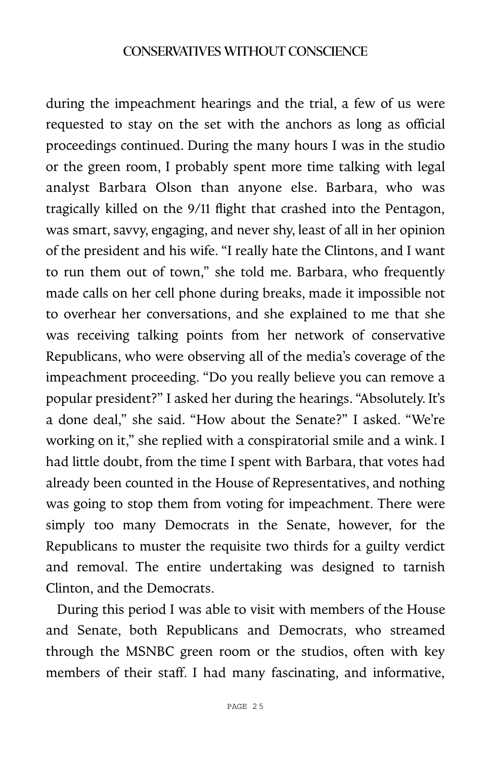during the impeachment hearings and the trial, a few of us were requested to stay on the set with the anchors as long as official proceedings continued. During the many hours I was in the studio or the green room, I probably spent more time talking with legal analyst Barbara Olson than anyone else. Barbara, who was tragically killed on the 9/11 flight that crashed into the Pentagon, was smart, savvy, engaging, and never shy, least of all in her opinion of the president and his wife. "I really hate the Clintons, and I want to run them out of town," she told me. Barbara, who frequently made calls on her cell phone during breaks, made it impossible not to overhear her conversations, and she explained to me that she was receiving talking points from her network of conservative Republicans, who were observing all of the media's coverage of the impeachment proceeding. "Do you really believe you can remove a popular president?" I asked her during the hearings. "Absolutely. It's a done deal," she said. "How about the Senate?" I asked. "We're working on it," she replied with a conspiratorial smile and a wink. I had little doubt, from the time I spent with Barbara, that votes had already been counted in the House of Representatives, and nothing was going to stop them from voting for impeachment. There were simply too many Democrats in the Senate, however, for the Republicans to muster the requisite two thirds for a guilty verdict and removal. The entire undertaking was designed to tarnish Clinton, and the Democrats.

During this period I was able to visit with members of the House and Senate, both Republicans and Democrats, who streamed through the MSNBC green room or the studios, often with key members of their staff. I had many fascinating, and informative,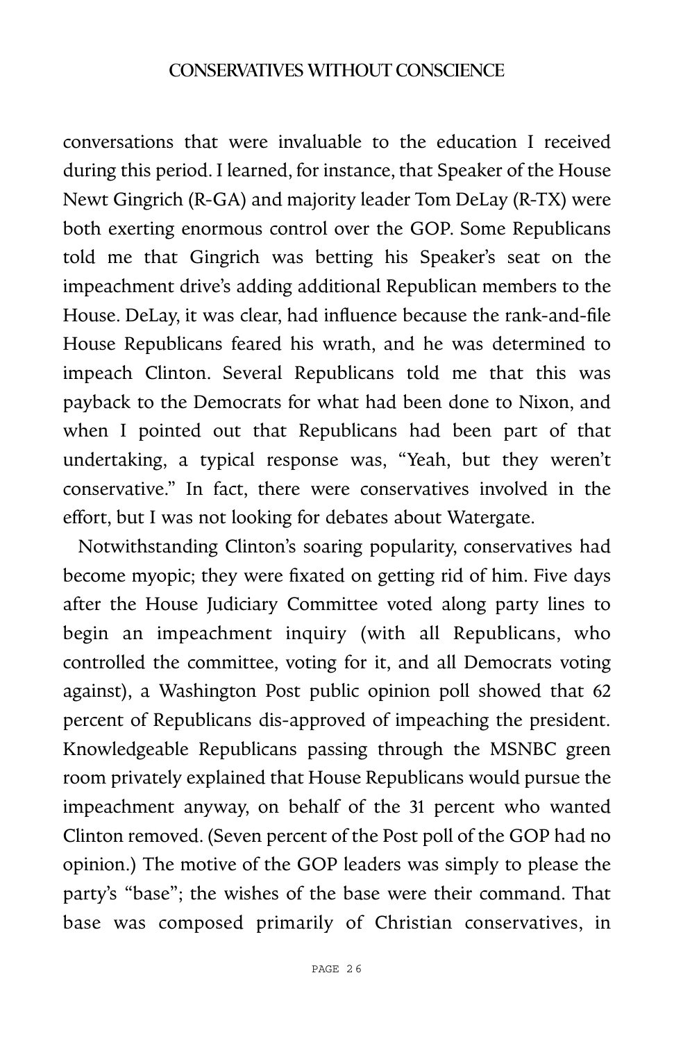conversations that were invaluable to the education I received during this period. I learned, for instance, that Speaker of the House Newt Gingrich (R-GA) and majority leader Tom DeLay (R-TX) were both exerting enormous control over the GOP. Some Republicans told me that Gingrich was betting his Speaker's seat on the impeachment drive's adding additional Republican members to the House. DeLay, it was clear, had influence because the rank-and-file House Republicans feared his wrath, and he was determined to impeach Clinton. Several Republicans told me that this was payback to the Democrats for what had been done to Nixon, and when I pointed out that Republicans had been part of that undertaking, a typical response was, "Yeah, but they weren't conservative." In fact, there were conservatives involved in the effort, but I was not looking for debates about Watergate.

Notwithstanding Clinton's soaring popularity, conservatives had become myopic; they were fixated on getting rid of him. Five days after the House Judiciary Committee voted along party lines to begin an impeachment inquiry (with all Republicans, who controlled the committee, voting for it, and all Democrats voting against), a Washington Post public opinion poll showed that 62 percent of Republicans dis-approved of impeaching the president. Knowledgeable Republicans passing through the MSNBC green room privately explained that House Republicans would pursue the impeachment anyway, on behalf of the 31 percent who wanted Clinton removed. (Seven percent of the Post poll of the GOP had no opinion.) The motive of the GOP leaders was simply to please the party's "base"; the wishes of the base were their command. That base was composed primarily of Christian conservatives, in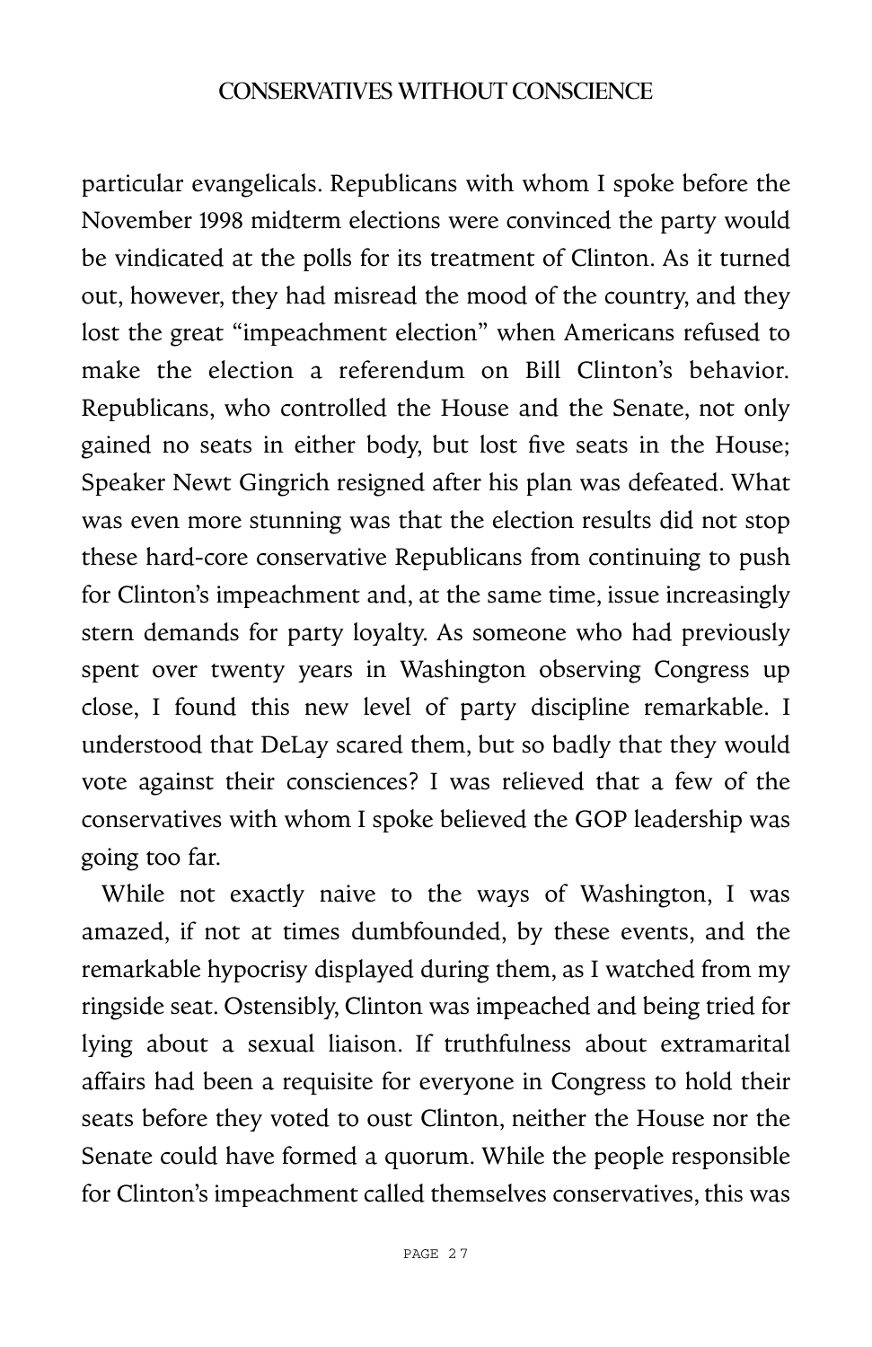particular evangelicals. Republicans with whom I spoke before the November 1998 midterm elections were convinced the party would be vindicated at the polls for its treatment of Clinton. As it turned out, however, they had misread the mood of the country, and they lost the great "impeachment election" when Americans refused to make the election a referendum on Bill Clinton's behavior. Republicans, who controlled the House and the Senate, not only gained no seats in either body, but lost five seats in the House; Speaker Newt Gingrich resigned after his plan was defeated. What was even more stunning was that the election results did not stop these hard-core conservative Republicans from continuing to push for Clinton's impeachment and, at the same time, issue increasingly stern demands for party loyalty. As someone who had previously spent over twenty years in Washington observing Congress up close, I found this new level of party discipline remarkable. I understood that DeLay scared them, but so badly that they would vote against their consciences? I was relieved that a few of the conservatives with whom I spoke believed the GOP leadership was going too far.

While not exactly naive to the ways of Washington, I was amazed, if not at times dumbfounded, by these events, and the remarkable hypocrisy displayed during them, as I watched from my ringside seat. Ostensibly, Clinton was impeached and being tried for lying about a sexual liaison. If truthfulness about extramarital affairs had been a requisite for everyone in Congress to hold their seats before they voted to oust Clinton, neither the House nor the Senate could have formed a quorum. While the people responsible for Clinton's impeachment called themselves conservatives, this was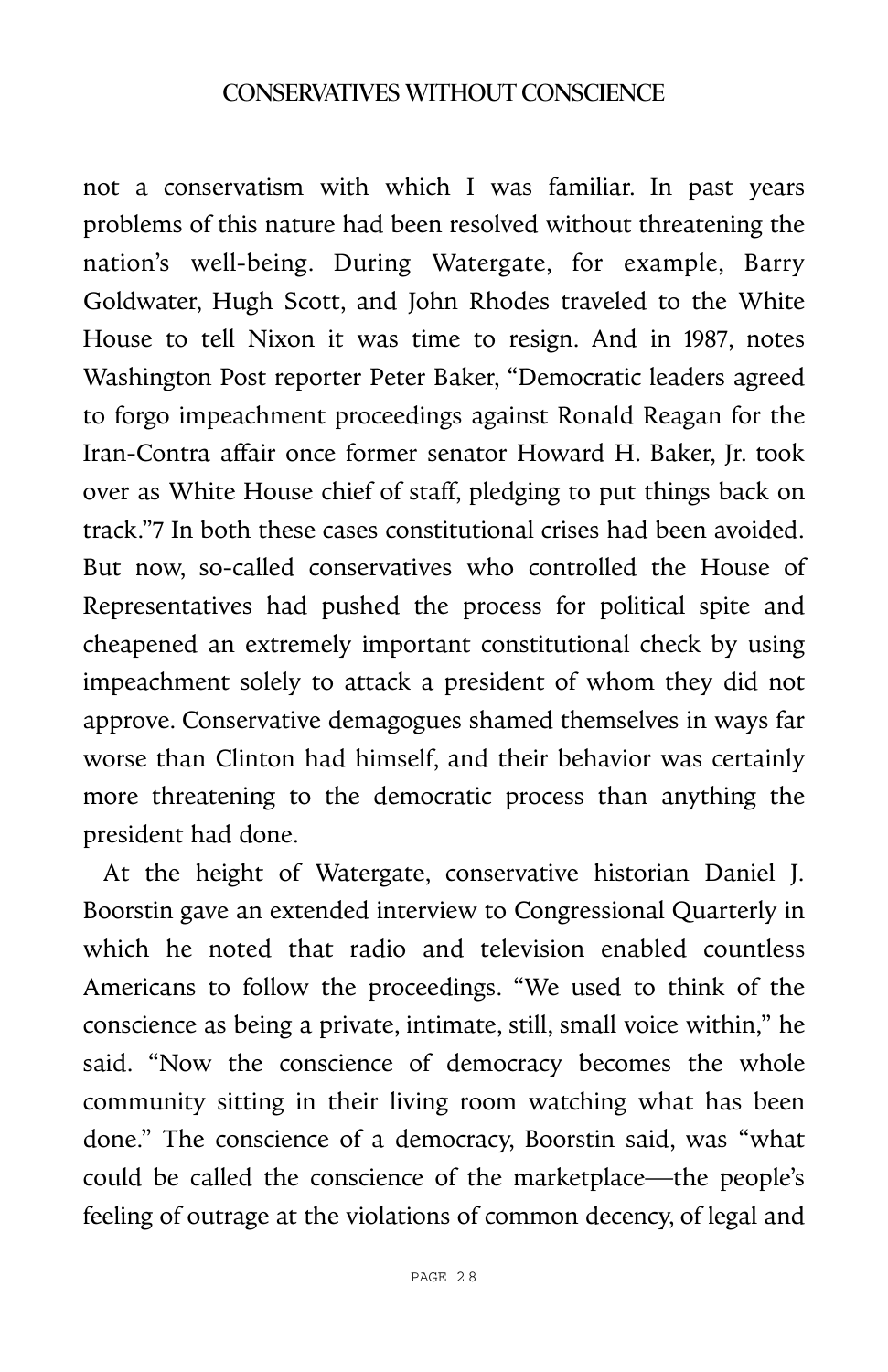not a conservatism with which I was familiar. In past years problems of this nature had been resolved without threatening the nation's well-being. During Watergate, for example, Barry Goldwater, Hugh Scott, and John Rhodes traveled to the White House to tell Nixon it was time to resign. And in 1987, notes Washington Post reporter Peter Baker, "Democratic leaders agreed to forgo impeachment proceedings against Ronald Reagan for the Iran-Contra affair once former senator Howard H. Baker, Jr. took over as White House chief of staff, pledging to put things back on track."[7] In both these cases constitutional crises had been avoided. But now, so-called conservatives who controlled the House of Representatives had pushed the process for political spite and cheapened an extremely important constitutional check by using impeachment solely to attack a president of whom they did not approve. Conservative demagogues shamed themselves in ways far worse than Clinton had himself, and their behavior was certainly more threatening to the democratic process than anything the president had done.

At the height of Watergate, conservative historian Daniel J. Boorstin gave an extended interview to Congressional Quarterly in which he noted that radio and television enabled countless Americans to follow the proceedings. "We used to think of the conscience as being a private, intimate, still, small voice within," he said. "Now the conscience of democracy becomes the whole community sitting in their living room watching what has been done." The conscience of a democracy, Boorstin said, was "what could be called the conscience of the marketplace—the people's feeling of outrage at the violations of common decency, of legal and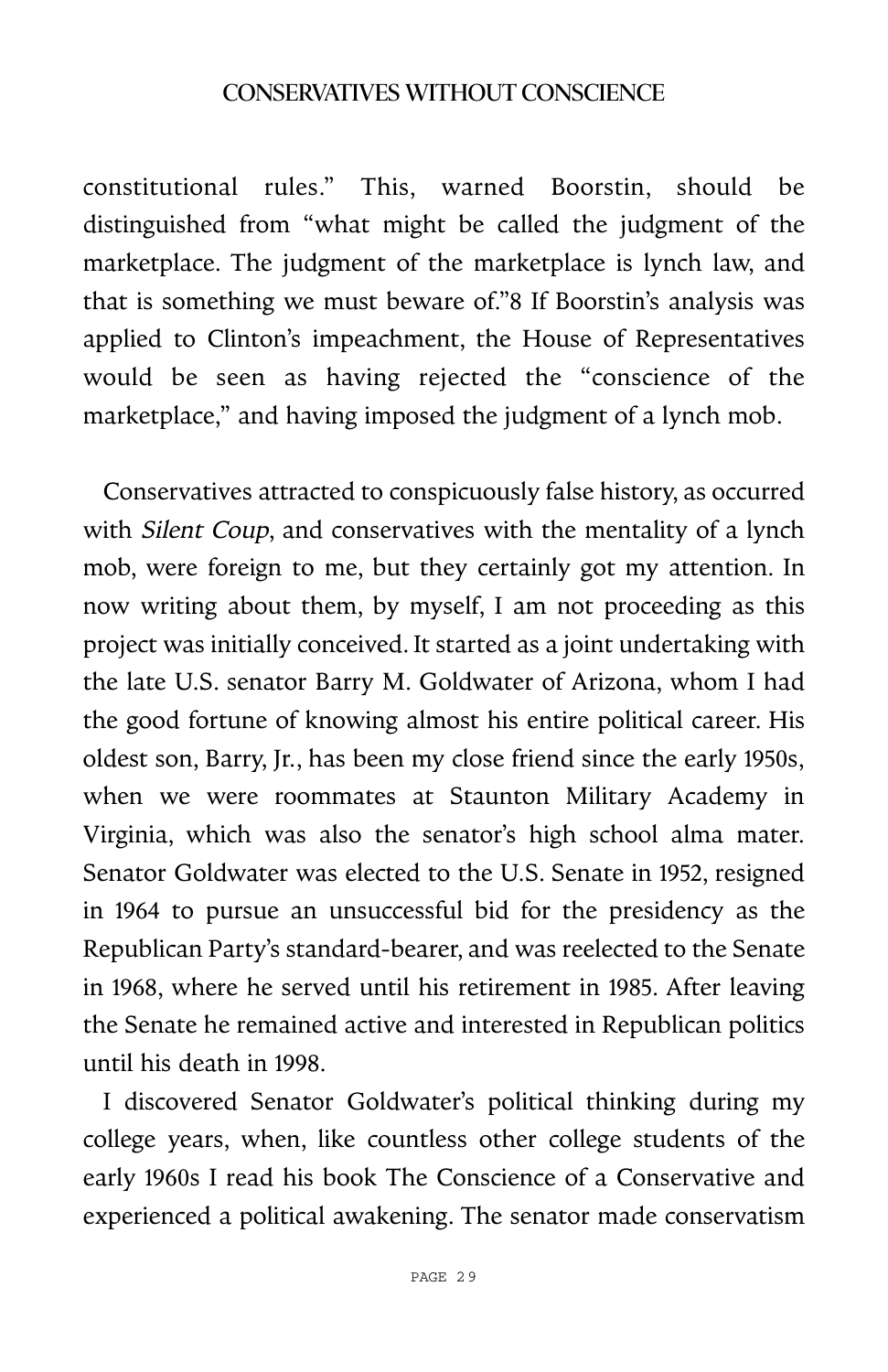constitutional rules." This, warned Boorstin, should be distinguished from "what might be called the judgment of the marketplace. The judgment of the marketplace is lynch law, and that is something we must beware of."[8] If Boorstin's analysis was applied to Clinton's impeachment, the House of Representatives would be seen as having rejected the "conscience of the marketplace," and having imposed the judgment of a lynch mob.

Conservatives attracted to conspicuously false history, as occurred with *Silent Coup*, and conservatives with the mentality of a lynch mob, were foreign to me, but they certainly got my attention. In now writing about them, by myself, I am not proceeding as this project was initially conceived. It started as a joint undertaking with the late U.S. senator Barry M. Goldwater of Arizona, whom I had the good fortune of knowing almost his entire political career. His oldest son, Barry, Jr., has been my close friend since the early 1950s, when we were roommates at Staunton Military Academy in Virginia, which was also the senator's high school alma mater. Senator Goldwater was elected to the U.S. Senate in 1952, resigned in 1964 to pursue an unsuccessful bid for the presidency as the Republican Party's standard-bearer, and was reelected to the Senate in 1968, where he served until his retirement in 1985. After leaving the Senate he remained active and interested in Republican politics until his death in 1998.

I discovered Senator Goldwater's political thinking during my college years, when, like countless other college students of the early 1960s I read his book The Conscience of a Conservative and experienced a political awakening. The senator made conservatism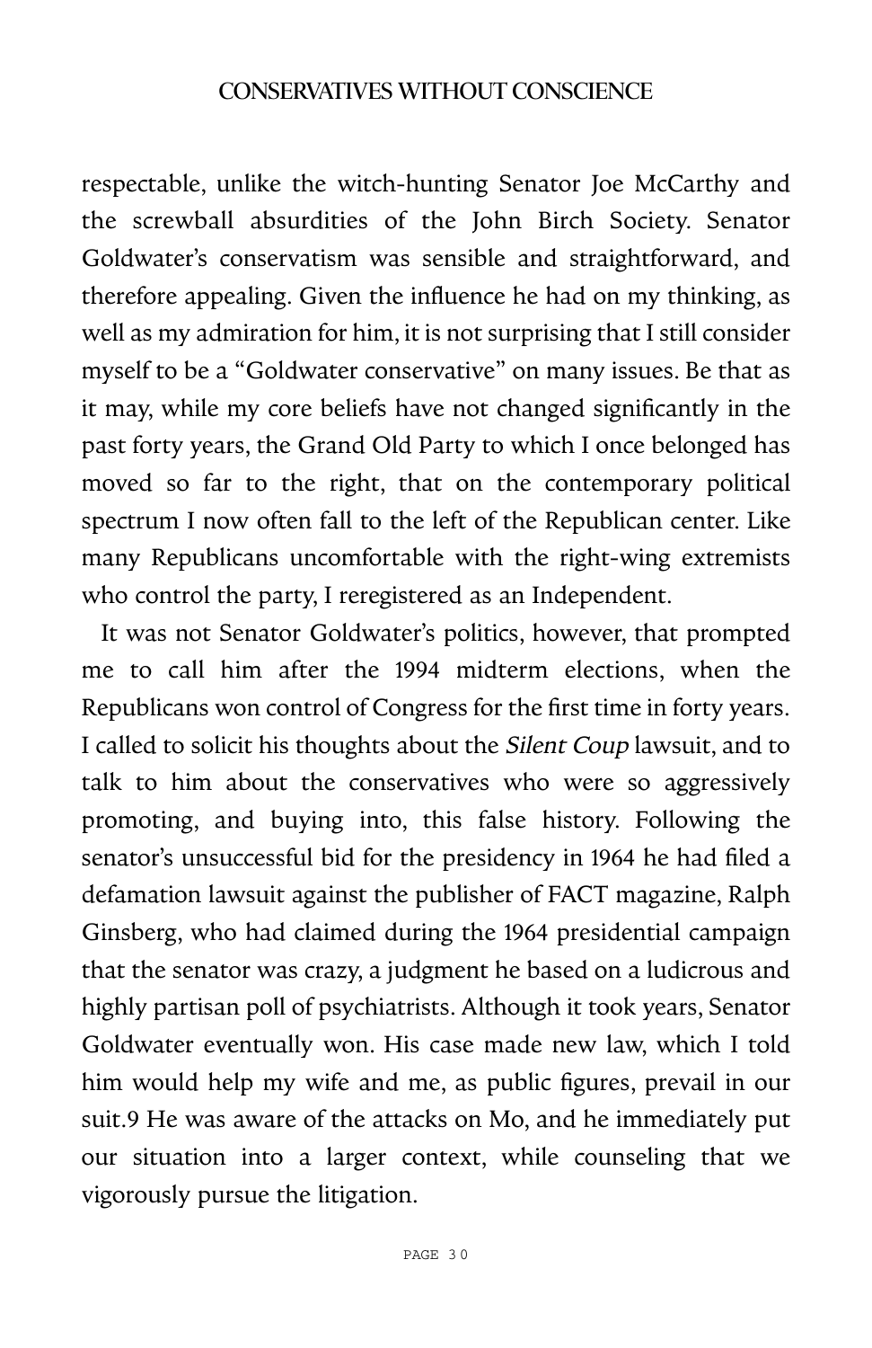respectable, unlike the witch-hunting Senator Joe McCarthy and the screwball absurdities of the John Birch Society. Senator Goldwater's conservatism was sensible and straightforward, and therefore appealing. Given the influence he had on my thinking, as well as my admiration for him, it is not surprising that I still consider myself to be a "Goldwater conservative" on many issues. Be that as it may, while my core beliefs have not changed significantly in the past forty years, the Grand Old Party to which I once belonged has moved so far to the right, that on the contemporary political spectrum I now often fall to the left of the Republican center. Like many Republicans uncomfortable with the right-wing extremists who control the party, I reregistered as an Independent.

It was not Senator Goldwater's politics, however, that prompted me to call him after the 1994 midterm elections, when the Republicans won control of Congress for the first time in forty years. I called to solicit his thoughts about the *Silent Coup* lawsuit, and to talk to him about the conservatives who were so aggressively promoting, and buying into, this false history. Following the senator's unsuccessful bid for the presidency in 1964 he had filed a defamation lawsuit against the publisher of FACT magazine, Ralph Ginsberg, who had claimed during the 1964 presidential campaign that the senator was crazy, a judgment he based on a ludicrous and highly partisan poll of psychiatrists. Although it took years, Senator Goldwater eventually won. His case made new law, which I told him would help my wife and me, as public figures, prevail in our suit.[9] He was aware of the attacks on Mo, and he immediately put our situation into a larger context, while counseling that we vigorously pursue the litigation.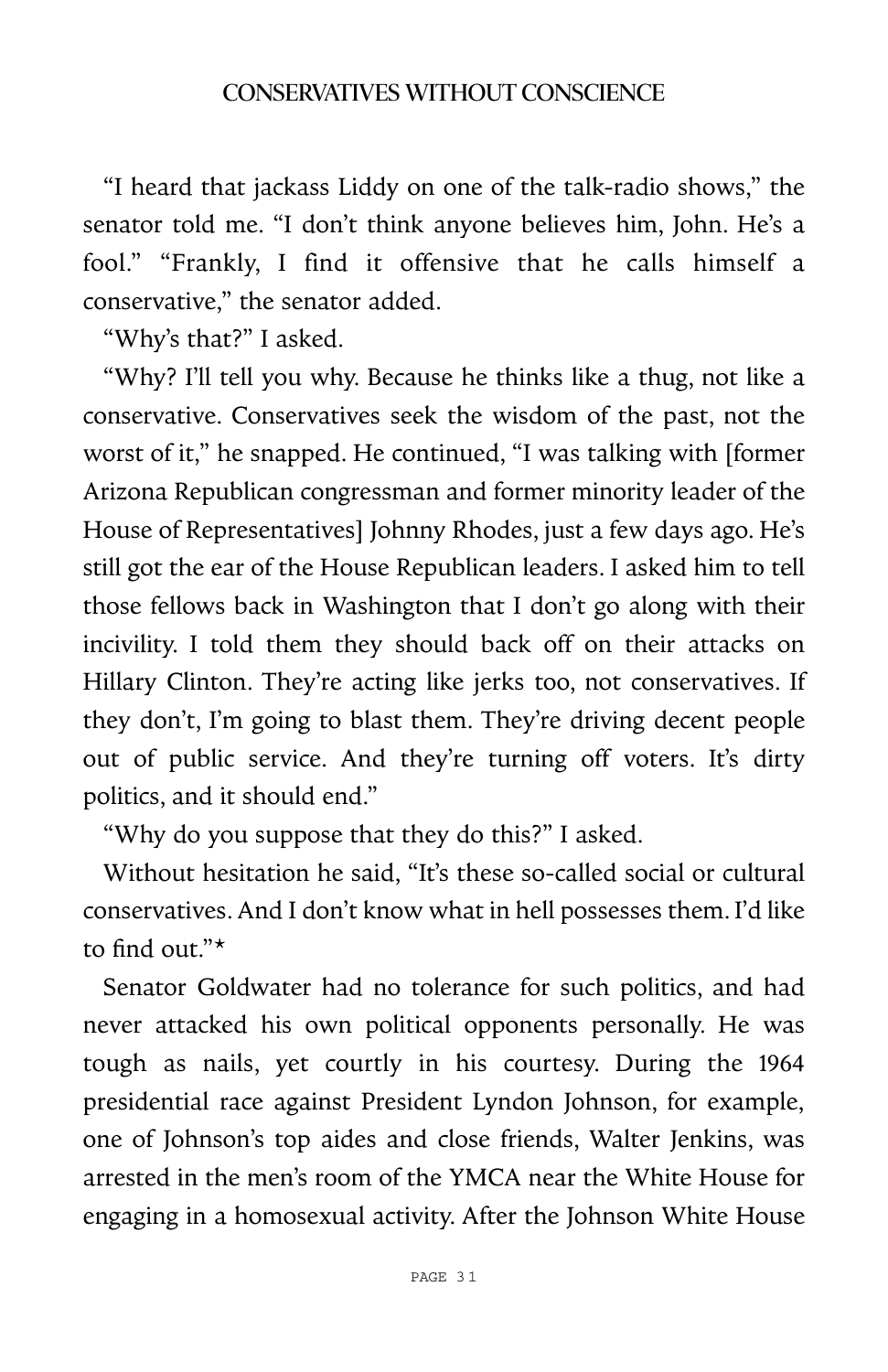"I heard that jackass Liddy on one of the talk-radio shows," the senator told me. "I don't think anyone believes him, John. He's a fool." "Frankly, I find it offensive that he calls himself a conservative," the senator added.

"Why's that?" I asked.

"Why? I'll tell you why. Because he thinks like a thug, not like a conservative. Conservatives seek the wisdom of the past, not the worst of it," he snapped. He continued, "I was talking with [former Arizona Republican congressman and former minority leader of the House of Representatives] Johnny Rhodes, just a few days ago. He's still got the ear of the House Republican leaders. I asked him to tell those fellows back in Washington that I don't go along with their incivility. I told them they should back off on their attacks on Hillary Clinton. They're acting like jerks too, not conservatives. If they don't, I'm going to blast them. They're driving decent people out of public service. And they're turning off voters. It's dirty politics, and it should end."

"Why do you suppose that they do this?" I asked.

Without hesitation he said, "It's these so-called social or cultural conservatives. And I don't know what in hell possesses them. I'd like to find out."*

Senator Goldwater had no tolerance for such politics, and had never attacked his own political opponents personally. He was tough as nails, yet courtly in his courtesy. During the 1964 presidential race against President Lyndon Johnson, for example, one of Johnson's top aides and close friends, Walter Jenkins, was arrested in the men's room of the YMCA near the White House for engaging in a homosexual activity. After the Johnson White House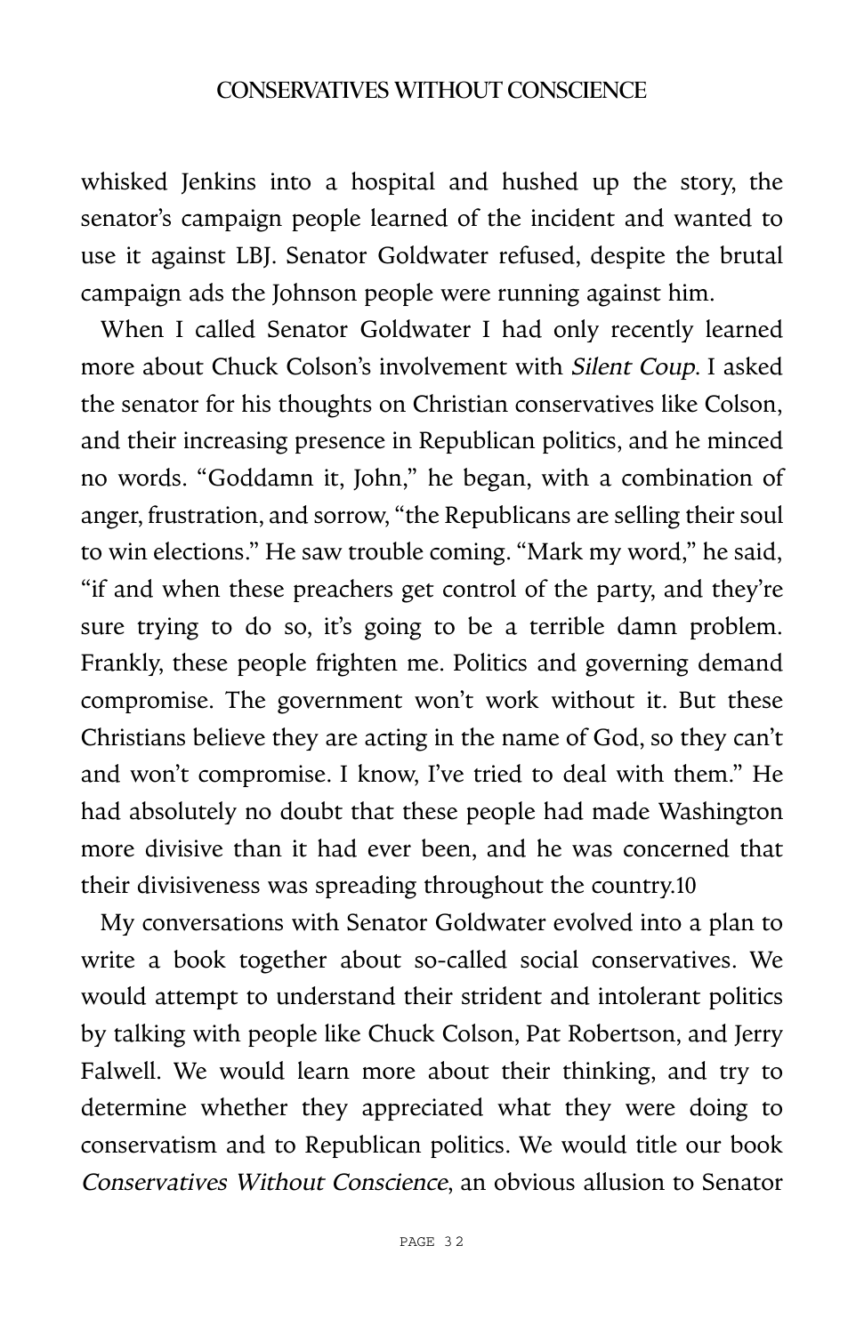whisked Jenkins into a hospital and hushed up the story, the senator's campaign people learned of the incident and wanted to use it against LBJ. Senator Goldwater refused, despite the brutal campaign ads the Johnson people were running against him.

When I called Senator Goldwater I had only recently learned more about Chuck Colson's involvement with *Silent Coup*. I asked the senator for his thoughts on Christian conservatives like Colson, and their increasing presence in Republican politics, and he minced no words. "Goddamn it, John," he began, with a combination of anger, frustration, and sorrow, "the Republicans are selling their soul to win elections." He saw trouble coming. "Mark my word," he said, "if and when these preachers get control of the party, and they're sure trying to do so, it's going to be a terrible damn problem. Frankly, these people frighten me. Politics and governing demand compromise. The government won't work without it. But these Christians believe they are acting in the name of God, so they can't and won't compromise. I know, I've tried to deal with them." He had absolutely no doubt that these people had made Washington more divisive than it had ever been, and he was concerned that their divisiveness was spreading throughout the country.10

My conversations with Senator Goldwater evolved into a plan to write a book together about so-called social conservatives. We would attempt to understand their strident and intolerant politics by talking with people like Chuck Colson, Pat Robertson, and Jerry Falwell. We would learn more about their thinking, and try to determine whether they appreciated what they were doing to conservatism and to Republican politics. We would title our book *Conservatives Without Conscience*, an obvious allusion to Senator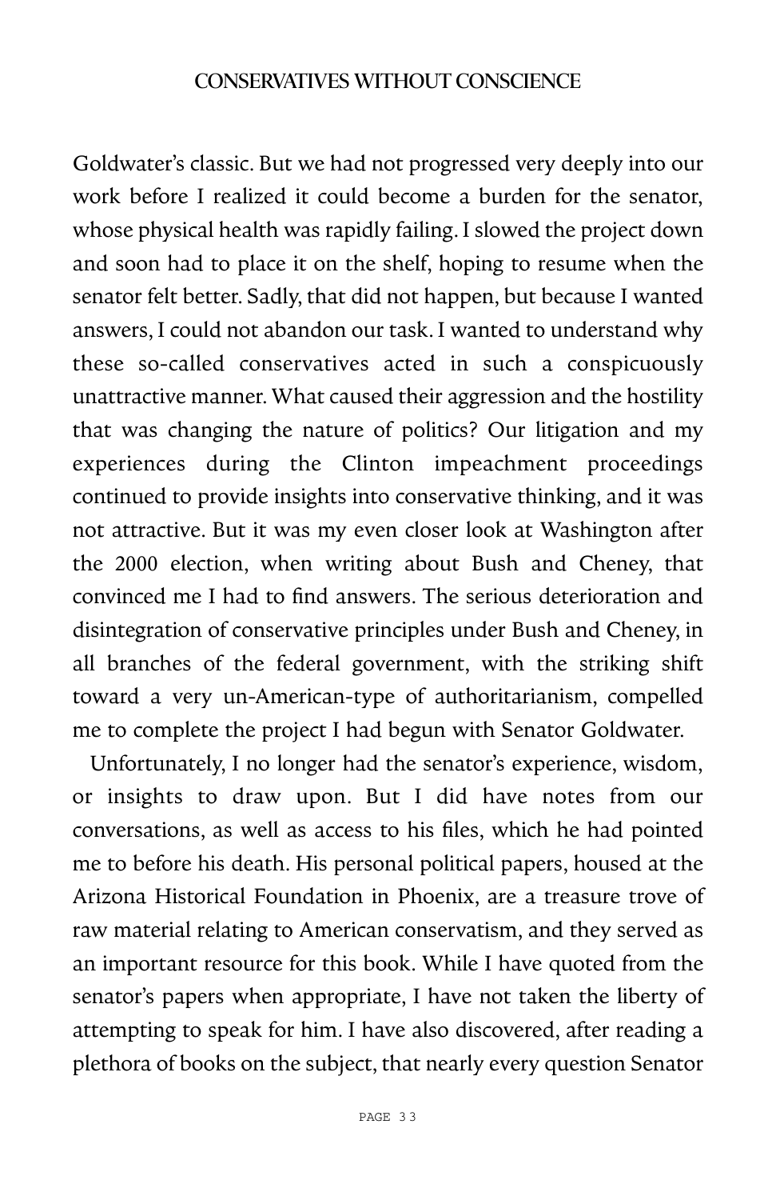Goldwater's classic. But we had not progressed very deeply into our work before I realized it could become a burden for the senator, whose physical health was rapidly failing. I slowed the project down and soon had to place it on the shelf, hoping to resume when the senator felt better. Sadly, that did not happen, but because I wanted answers, I could not abandon our task. I wanted to understand why these so-called conservatives acted in such a conspicuously unattractive manner. What caused their aggression and the hostility that was changing the nature of politics? Our litigation and my experiences during the Clinton impeachment proceedings continued to provide insights into conservative thinking, and it was not attractive. But it was my even closer look at Washington after the 2000 election, when writing about Bush and Cheney, that convinced me I had to find answers. The serious deterioration and disintegration of conservative principles under Bush and Cheney, in all branches of the federal government, with the striking shift toward a very un-American-type of authoritarianism, compelled me to complete the project I had begun with Senator Goldwater.

Unfortunately, I no longer had the senator's experience, wisdom, or insights to draw upon. But I did have notes from our conversations, as well as access to his files, which he had pointed me to before his death. His personal political papers, housed at the Arizona Historical Foundation in Phoenix, are a treasure trove of raw material relating to American conservatism, and they served as an important resource for this book. While I have quoted from the senator's papers when appropriate, I have not taken the liberty of attempting to speak for him. I have also discovered, after reading a plethora of books on the subject, that nearly every question Senator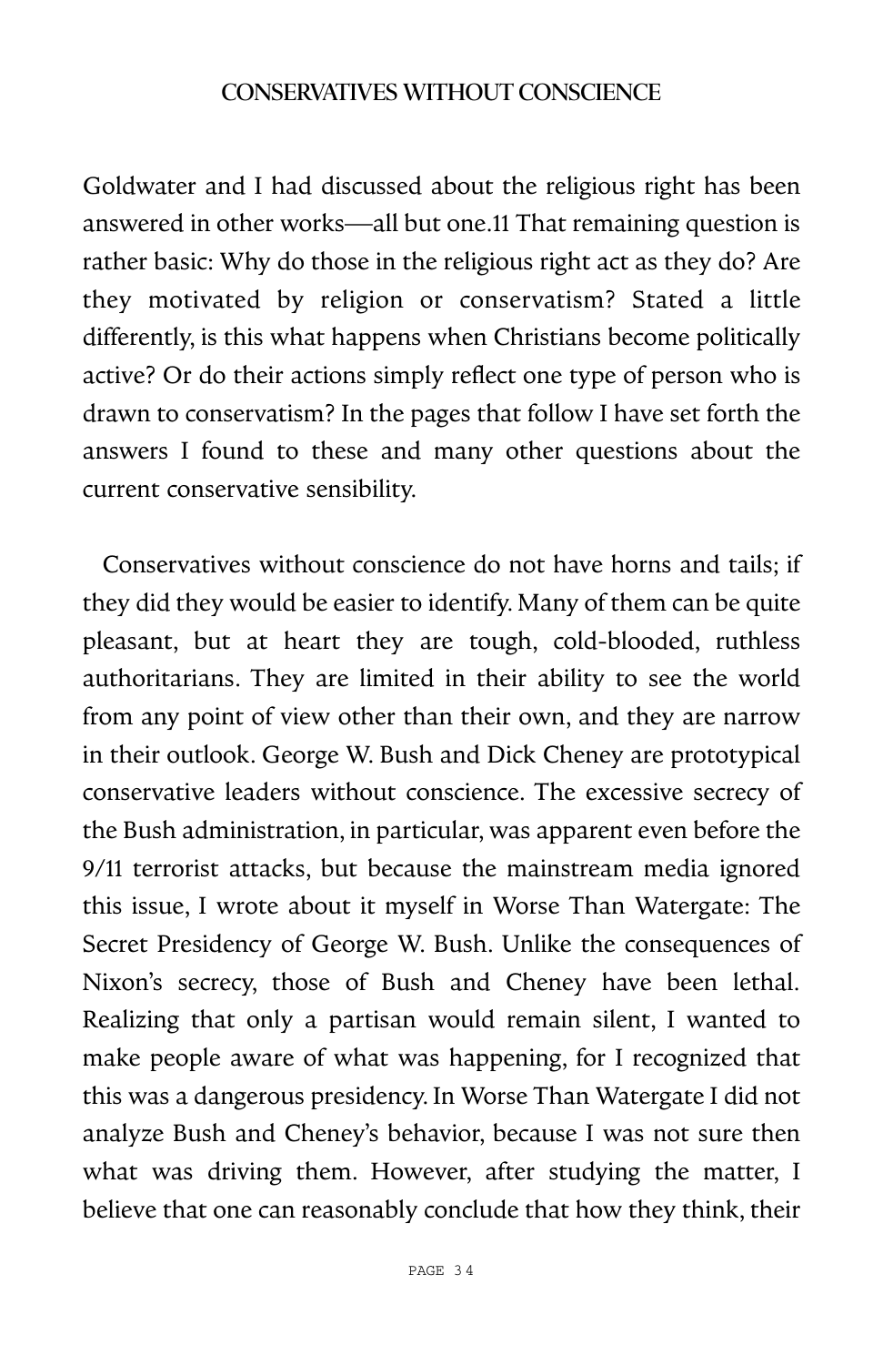Goldwater and I had discussed about the religious right has been answered in other works—all but one.[11] That remaining question is rather basic: Why do those in the religious right act as they do? Are they motivated by religion or conservatism? Stated a little differently, is this what happens when Christians become politically active? Or do their actions simply reflect one type of person who is drawn to conservatism? In the pages that follow I have set forth the answers I found to these and many other questions about the current conservative sensibility.

Conservatives without conscience do not have horns and tails; if they did they would be easier to identify. Many of them can be quite pleasant, but at heart they are tough, cold-blooded, ruthless authoritarians. They are limited in their ability to see the world from any point of view other than their own, and they are narrow in their outlook. George W. Bush and Dick Cheney are prototypical conservative leaders without conscience. The excessive secrecy of the Bush administration, in particular, was apparent even before the 9/11 terrorist attacks, but because the mainstream media ignored this issue, I wrote about it myself in Worse Than Watergate: The Secret Presidency of George W. Bush. Unlike the consequences of Nixon's secrecy, those of Bush and Cheney have been lethal. Realizing that only a partisan would remain silent, I wanted to make people aware of what was happening, for I recognized that this was a dangerous presidency. In Worse Than Watergate I did not analyze Bush and Cheney's behavior, because I was not sure then what was driving them. However, after studying the matter, I believe that one can reasonably conclude that how they think, their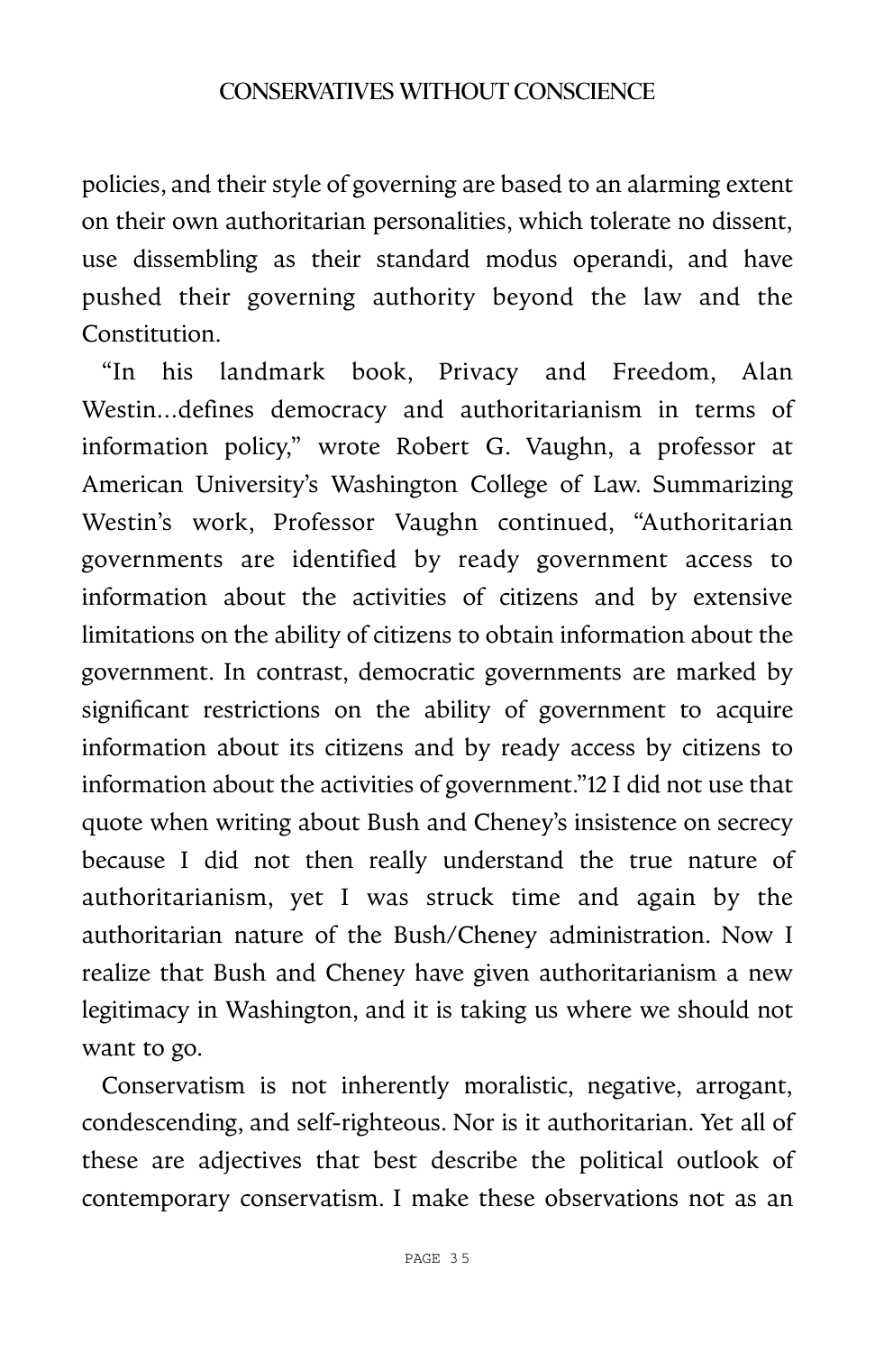policies, and their style of governing are based to an alarming extent on their own authoritarian personalities, which tolerate no dissent, use dissembling as their standard modus operandi, and have pushed their governing authority beyond the law and the Constitution.

"In his landmark book, Privacy and Freedom, Alan Westin...defines democracy and authoritarianism in terms of information policy," wrote Robert G. Vaughn, a professor at American University's Washington College of Law. Summarizing Westin's work, Professor Vaughn continued, "Authoritarian governments are identified by ready government access to information about the activities of citizens and by extensive limitations on the ability of citizens to obtain information about the government. In contrast, democratic governments are marked by significant restrictions on the ability of government to acquire information about its citizens and by ready access by citizens to information about the activities of government."[12] I did not use that quote when writing about Bush and Cheney's insistence on secrecy because I did not then really understand the true nature of authoritarianism, yet I was struck time and again by the authoritarian nature of the Bush/Cheney administration. Now I realize that Bush and Cheney have given authoritarianism a new legitimacy in Washington, and it is taking us where we should not want to go.

Conservatism is not inherently moralistic, negative, arrogant, condescending, and self-righteous. Nor is it authoritarian. Yet all of these are adjectives that best describe the political outlook of contemporary conservatism. I make these observations not as an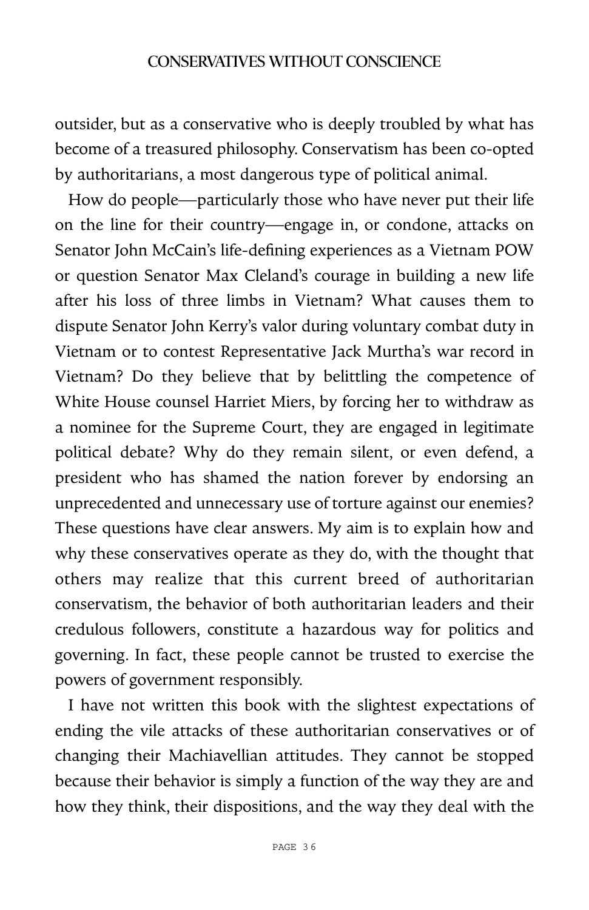outsider, but as a conservative who is deeply troubled by what has become of a treasured philosophy. Conservatism has been co-opted by authoritarians, a most dangerous type of political animal.

How do people—particularly those who have never put their life on the line for their country—engage in, or condone, attacks on Senator John McCain's life-defining experiences as a Vietnam POW or question Senator Max Cleland's courage in building a new life after his loss of three limbs in Vietnam? What causes them to dispute Senator John Kerry's valor during voluntary combat duty in Vietnam or to contest Representative Jack Murtha's war record in Vietnam? Do they believe that by belittling the competence of White House counsel Harriet Miers, by forcing her to withdraw as a nominee for the Supreme Court, they are engaged in legitimate political debate? Why do they remain silent, or even defend, a president who has shamed the nation forever by endorsing an unprecedented and unnecessary use of torture against our enemies? These questions have clear answers. My aim is to explain how and why these conservatives operate as they do, with the thought that others may realize that this current breed of authoritarian conservatism, the behavior of both authoritarian leaders and their credulous followers, constitute a hazardous way for politics and governing. In fact, these people cannot be trusted to exercise the powers of government responsibly.

I have not written this book with the slightest expectations of ending the vile attacks of these authoritarian conservatives or of changing their Machiavellian attitudes. They cannot be stopped because their behavior is simply a function of the way they are and how they think, their dispositions, and the way they deal with the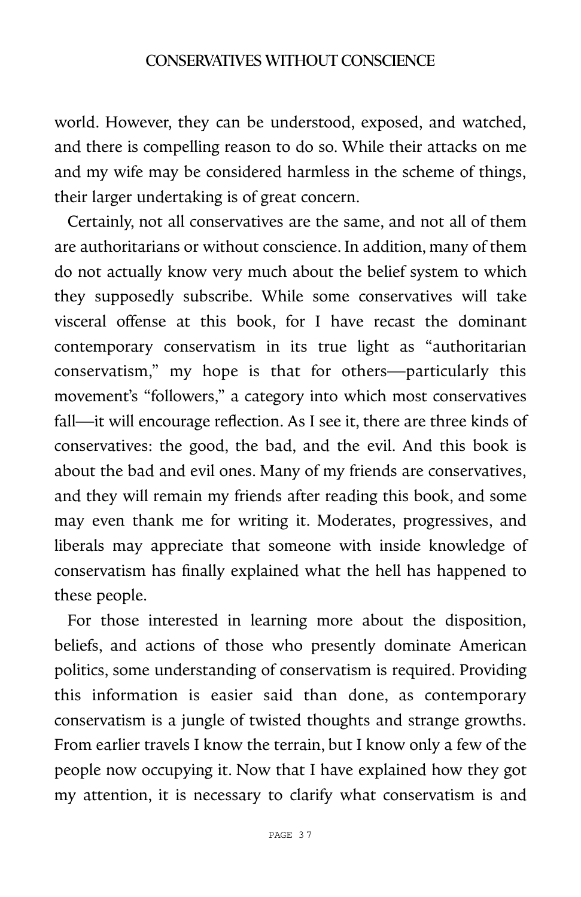world. However, they can be understood, exposed, and watched, and there is compelling reason to do so. While their attacks on me and my wife may be considered harmless in the scheme of things, their larger undertaking is of great concern.

Certainly, not all conservatives are the same, and not all of them are authoritarians or without conscience. In addition, many of them do not actually know very much about the belief system to which they supposedly subscribe. While some conservatives will take visceral offense at this book, for I have recast the dominant contemporary conservatism in its true light as "authoritarian conservatism," my hope is that for others—particularly this movement's "followers," a category into which most conservatives fall—it will encourage reflection. As I see it, there are three kinds of conservatives: the good, the bad, and the evil. And this book is about the bad and evil ones. Many of my friends are conservatives, and they will remain my friends after reading this book, and some may even thank me for writing it. Moderates, progressives, and liberals may appreciate that someone with inside knowledge of conservatism has finally explained what the hell has happened to these people.

For those interested in learning more about the disposition, beliefs, and actions of those who presently dominate American politics, some understanding of conservatism is required. Providing this information is easier said than done, as contemporary conservatism is a jungle of twisted thoughts and strange growths. From earlier travels I know the terrain, but I know only a few of the people now occupying it. Now that I have explained how they got my attention, it is necessary to clarify what conservatism is and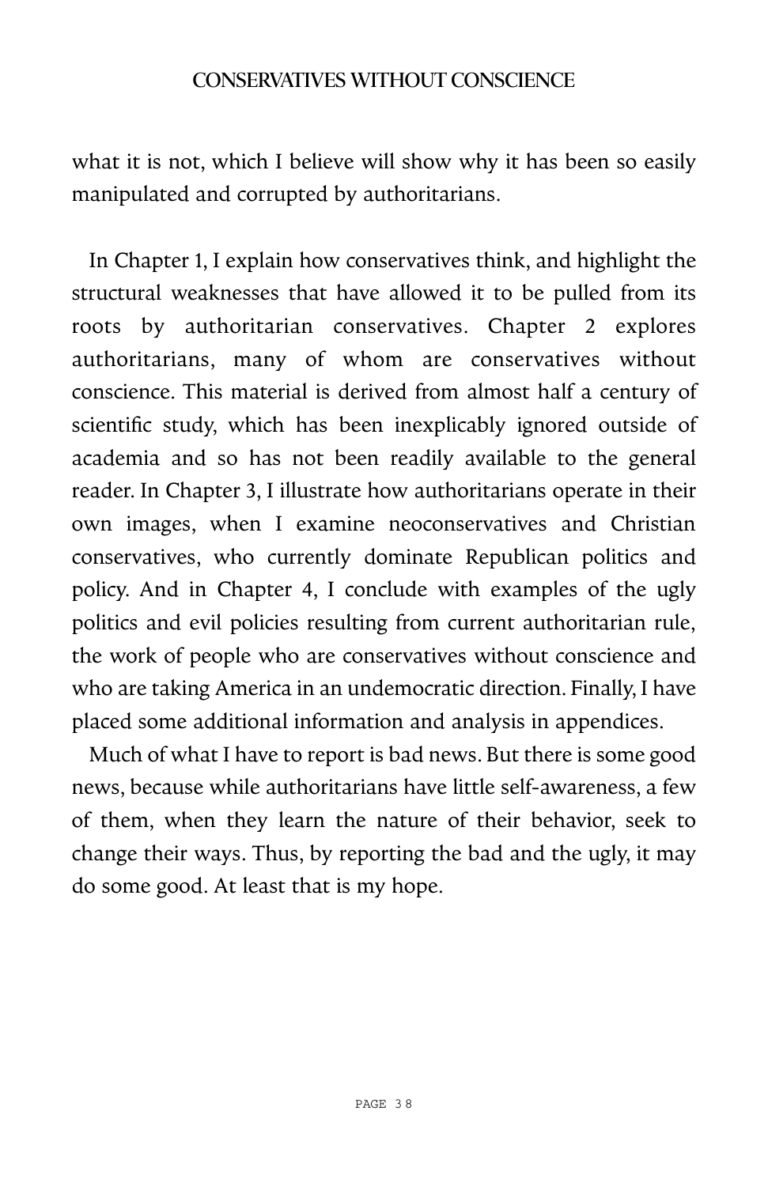what it is not, which I believe will show why it has been so easily manipulated and corrupted by authoritarians.

In Chapter 1, I explain how conservatives think, and highlight the structural weaknesses that have allowed it to be pulled from its roots by authoritarian conservatives. Chapter 2 explores authoritarians, many of whom are conservatives without conscience. This material is derived from almost half a century of scientific study, which has been inexplicably ignored outside of academia and so has not been readily available to the general reader. In Chapter 3, I illustrate how authoritarians operate in their own images, when I examine neoconservatives and Christian conservatives, who currently dominate Republican politics and policy. And in Chapter 4, I conclude with examples of the ugly politics and evil policies resulting from current authoritarian rule, the work of people who are conservatives without conscience and who are taking America in an undemocratic direction. Finally, I have placed some additional information and analysis in appendices.

Much of what I have to report is bad news. But there is some good news, because while authoritarians have little self-awareness, a few of them, when they learn the nature of their behavior, seek to change their ways. Thus, by reporting the bad and the ugly, it may do some good. At least that is my hope.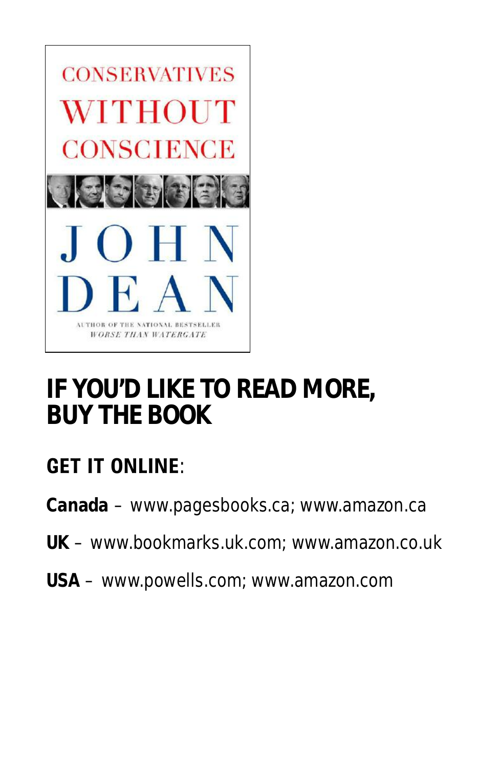CONSERVATIVES WITHOUT CONSCIENCE

JOHN DEAN

AUTHOR OF THE NATIONAL BESTSELLER *WORSE THAN WATERGATE*

# IF YOU'D LIKE TO READ MORE, BUY THE BOOK

**GET IT ONLINE**:

**Canada** – www.pagesbooks.ca; www.amazon.ca

**UK** – www.bookmarks.uk.com; www.amazon.co.uk

**USA** – www.powells.com; www.amazon.com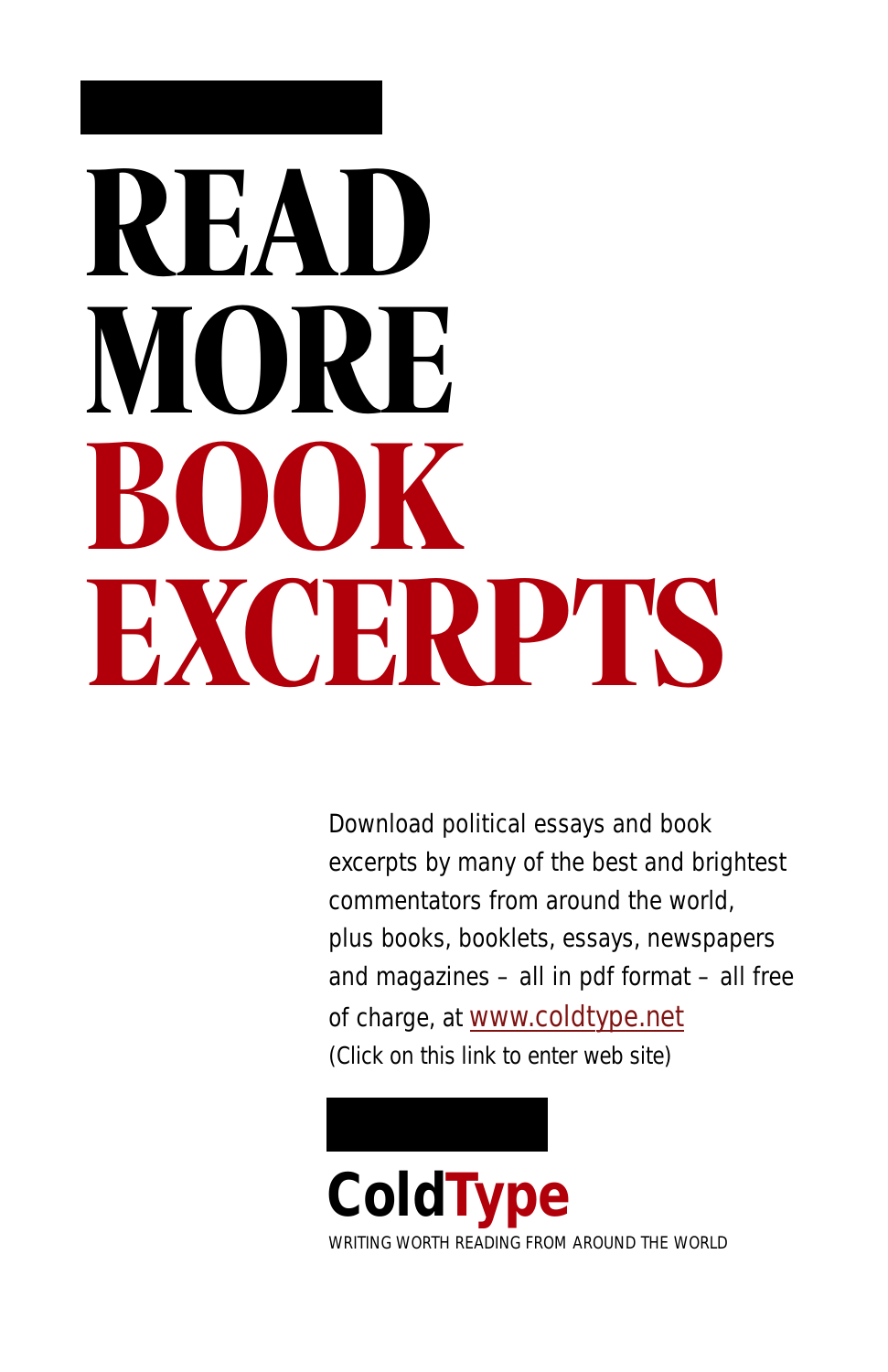# READ MORE BOOK EXCERPTS

Download political essays and book excerpts by many of the best and brightest commentators from around the world, plus books, booklets, essays, newspapers and magazines – all in pdf format – all free of charge, at www.coldtype.net
(Click on this link to enter web site)

**ColdType**

WRITING WORTH READING FROM AROUND THE WORLD